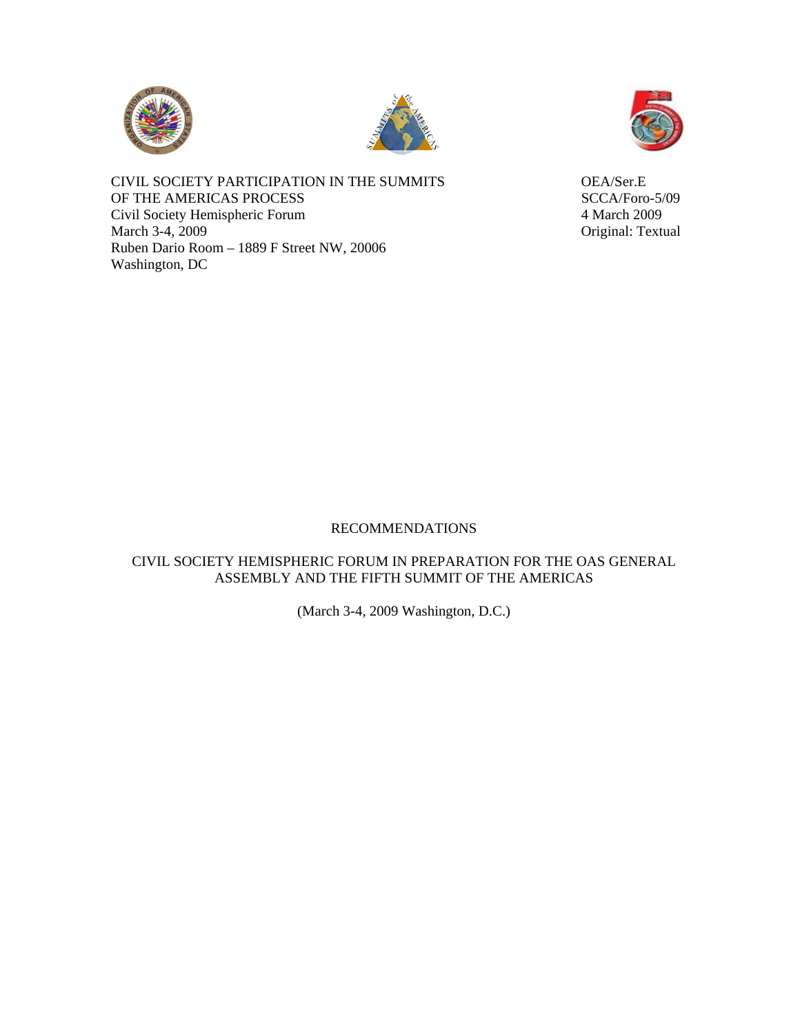CIVIL SOCIETY PARTICIPATION IN THE SUMMITS OF THE AMERICAS PROCESS
Civil Society Hemispheric Forum
March 3-4, 2009
Ruben Dario Room – 1889 F Street NW, 20006
Washington, DC

OEA/Ser.E
SCCA/Foro-5/09
4 March 2009
Original: Textual

# RECOMMENDATIONS

## CIVIL SOCIETY HEMISPHERIC FORUM IN PREPARATION FOR THE OAS GENERAL ASSEMBLY AND THE FIFTH SUMMIT OF THE AMERICAS

(March 3-4, 2009 Washington, D.C.)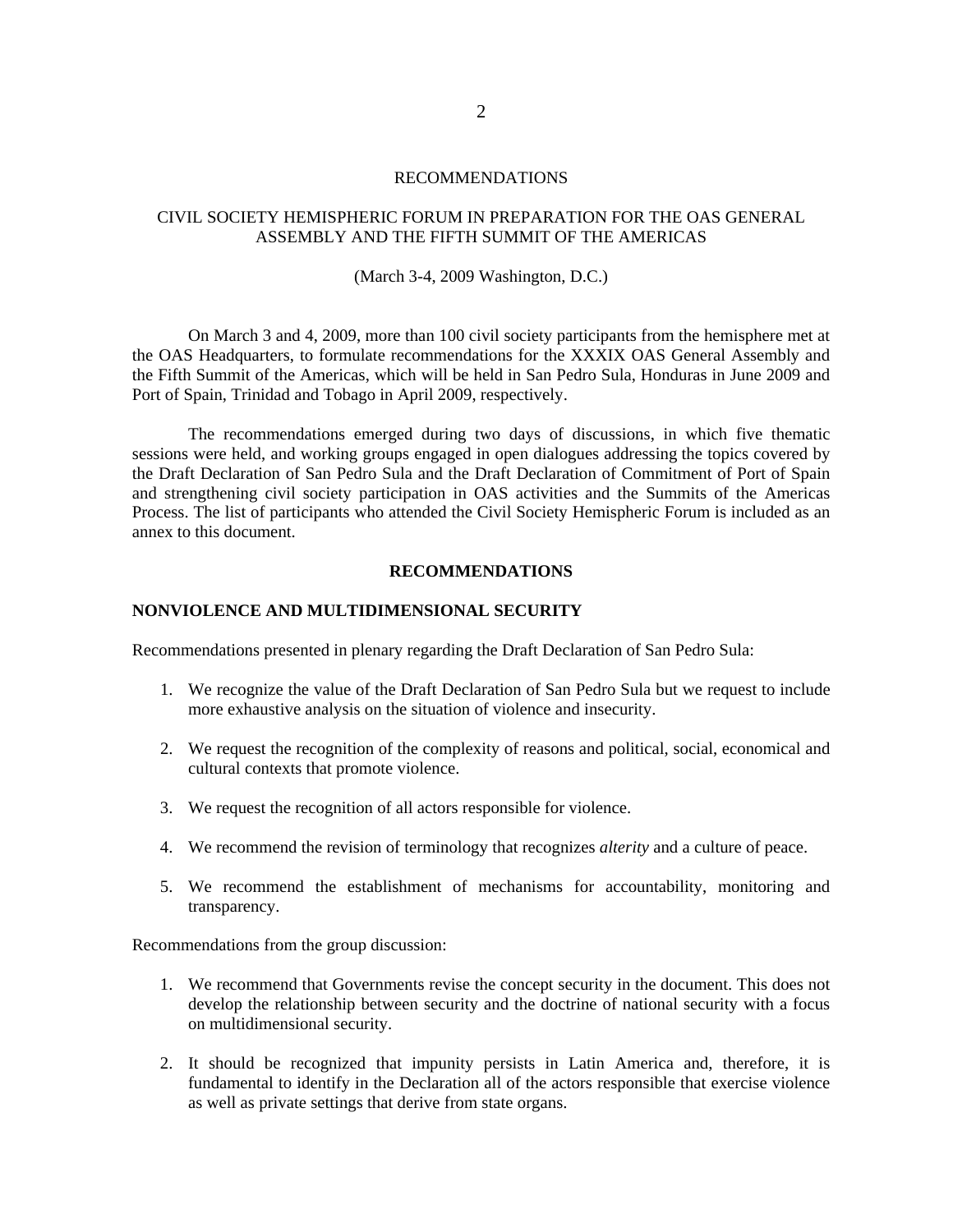RECOMMENDATIONS

CIVIL SOCIETY HEMISPHERIC FORUM IN PREPARATION FOR THE OAS GENERAL ASSEMBLY AND THE FIFTH SUMMIT OF THE AMERICAS

(March 3-4, 2009 Washington, D.C.)

On March 3 and 4, 2009, more than 100 civil society participants from the hemisphere met at the OAS Headquarters, to formulate recommendations for the XXXIX OAS General Assembly and the Fifth Summit of the Americas, which will be held in San Pedro Sula, Honduras in June 2009 and Port of Spain, Trinidad and Tobago in April 2009, respectively.

The recommendations emerged during two days of discussions, in which five thematic sessions were held, and working groups engaged in open dialogues addressing the topics covered by the Draft Declaration of San Pedro Sula and the Draft Declaration of Commitment of Port of Spain and strengthening civil society participation in OAS activities and the Summits of the Americas Process. The list of participants who attended the Civil Society Hemispheric Forum is included as an annex to this document.

## RECOMMENDATIONS

### NONVIOLENCE AND MULTIDIMENSIONAL SECURITY

Recommendations presented in plenary regarding the Draft Declaration of San Pedro Sula:

1. We recognize the value of the Draft Declaration of San Pedro Sula but we request to include more exhaustive analysis on the situation of violence and insecurity.

2. We request the recognition of the complexity of reasons and political, social, economical and cultural contexts that promote violence.

3. We request the recognition of all actors responsible for violence.

4. We recommend the revision of terminology that recognizes *alterity* and a culture of peace.

5. We recommend the establishment of mechanisms for accountability, monitoring and transparency.

Recommendations from the group discussion:

1. We recommend that Governments revise the concept security in the document. This does not develop the relationship between security and the doctrine of national security with a focus on multidimensional security.

2. It should be recognized that impunity persists in Latin America and, therefore, it is fundamental to identify in the Declaration all of the actors responsible that exercise violence as well as private settings that derive from state organs.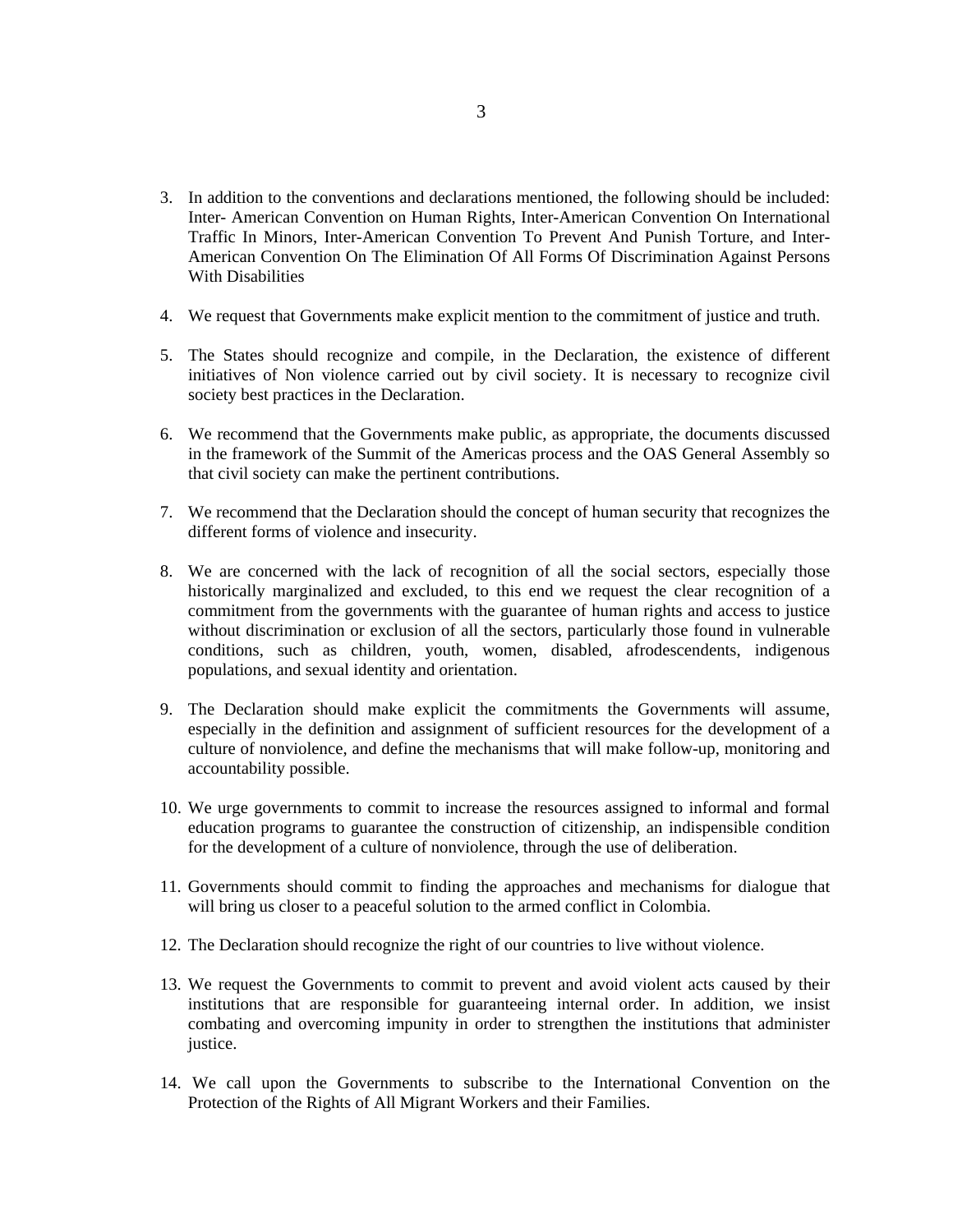3. In addition to the conventions and declarations mentioned, the following should be included: Inter- American Convention on Human Rights, Inter-American Convention On International Traffic In Minors, Inter-American Convention To Prevent And Punish Torture, and Inter-American Convention On The Elimination Of All Forms Of Discrimination Against Persons With Disabilities

4. We request that Governments make explicit mention to the commitment of justice and truth.

5. The States should recognize and compile, in the Declaration, the existence of different initiatives of Non violence carried out by civil society. It is necessary to recognize civil society best practices in the Declaration.

6. We recommend that the Governments make public, as appropriate, the documents discussed in the framework of the Summit of the Americas process and the OAS General Assembly so that civil society can make the pertinent contributions.

7. We recommend that the Declaration should the concept of human security that recognizes the different forms of violence and insecurity.

8. We are concerned with the lack of recognition of all the social sectors, especially those historically marginalized and excluded, to this end we request the clear recognition of a commitment from the governments with the guarantee of human rights and access to justice without discrimination or exclusion of all the sectors, particularly those found in vulnerable conditions, such as children, youth, women, disabled, afrodescendents, indigenous populations, and sexual identity and orientation.

9. The Declaration should make explicit the commitments the Governments will assume, especially in the definition and assignment of sufficient resources for the development of a culture of nonviolence, and define the mechanisms that will make follow-up, monitoring and accountability possible.

10. We urge governments to commit to increase the resources assigned to informal and formal education programs to guarantee the construction of citizenship, an indispensible condition for the development of a culture of nonviolence, through the use of deliberation.

11. Governments should commit to finding the approaches and mechanisms for dialogue that will bring us closer to a peaceful solution to the armed conflict in Colombia.

12. The Declaration should recognize the right of our countries to live without violence.

13. We request the Governments to commit to prevent and avoid violent acts caused by their institutions that are responsible for guaranteeing internal order. In addition, we insist combating and overcoming impunity in order to strengthen the institutions that administer justice.

14. We call upon the Governments to subscribe to the International Convention on the Protection of the Rights of All Migrant Workers and their Families.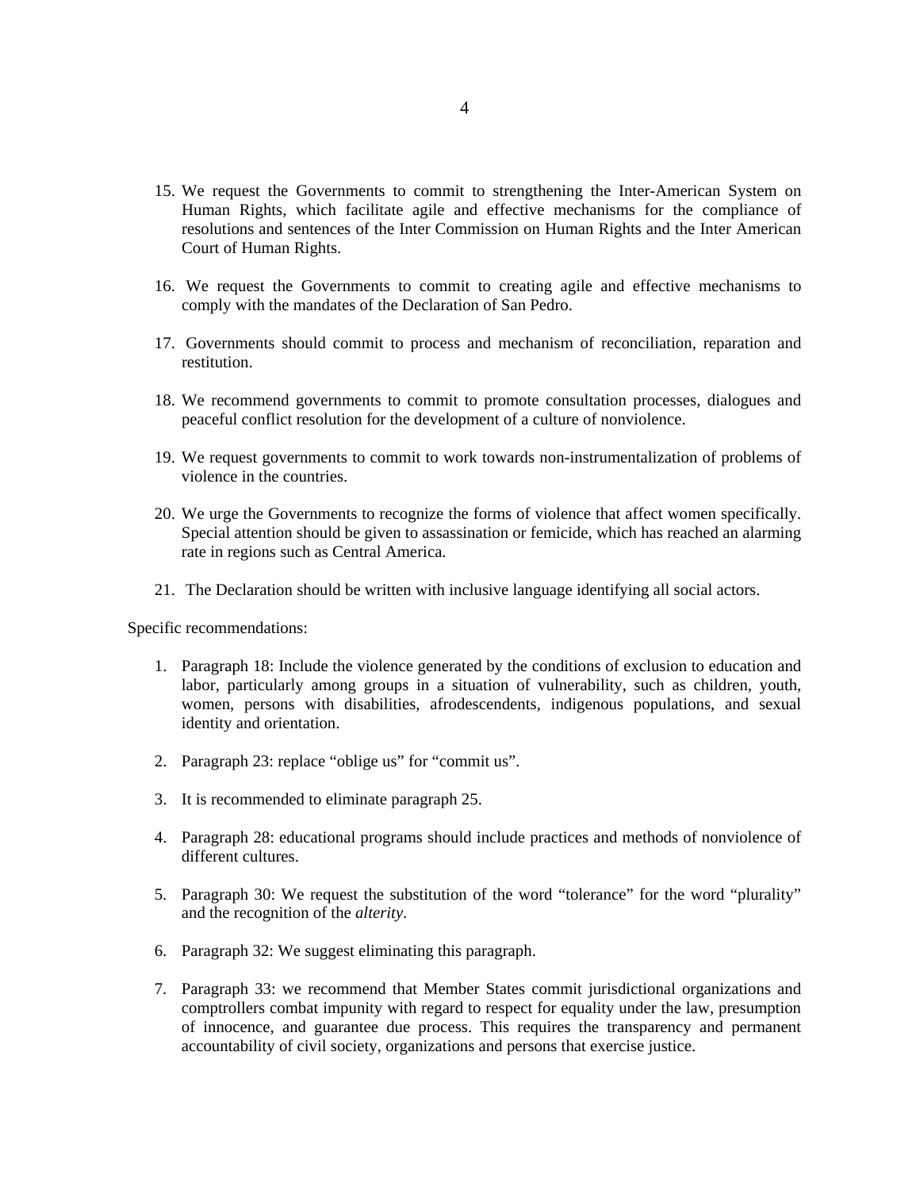15. We request the Governments to commit to strengthening the Inter-American System on Human Rights, which facilitate agile and effective mechanisms for the compliance of resolutions and sentences of the Inter Commission on Human Rights and the Inter American Court of Human Rights.

16. We request the Governments to commit to creating agile and effective mechanisms to comply with the mandates of the Declaration of San Pedro.

17. Governments should commit to process and mechanism of reconciliation, reparation and restitution.

18. We recommend governments to commit to promote consultation processes, dialogues and peaceful conflict resolution for the development of a culture of nonviolence.

19. We request governments to commit to work towards non-instrumentalization of problems of violence in the countries.

20. We urge the Governments to recognize the forms of violence that affect women specifically. Special attention should be given to assassination or femicide, which has reached an alarming rate in regions such as Central America.

21. The Declaration should be written with inclusive language identifying all social actors.

Specific recommendations:

1. Paragraph 18: Include the violence generated by the conditions of exclusion to education and labor, particularly among groups in a situation of vulnerability, such as children, youth, women, persons with disabilities, afrodescendents, indigenous populations, and sexual identity and orientation.

2. Paragraph 23: replace "oblige us" for "commit us".

3. It is recommended to eliminate paragraph 25.

4. Paragraph 28: educational programs should include practices and methods of nonviolence of different cultures.

5. Paragraph 30: We request the substitution of the word "tolerance" for the word "plurality" and the recognition of the *alterity*.

6. Paragraph 32: We suggest eliminating this paragraph.

7. Paragraph 33: we recommend that Member States commit jurisdictional organizations and comptrollers combat impunity with regard to respect for equality under the law, presumption of innocence, and guarantee due process. This requires the transparency and permanent accountability of civil society, organizations and persons that exercise justice.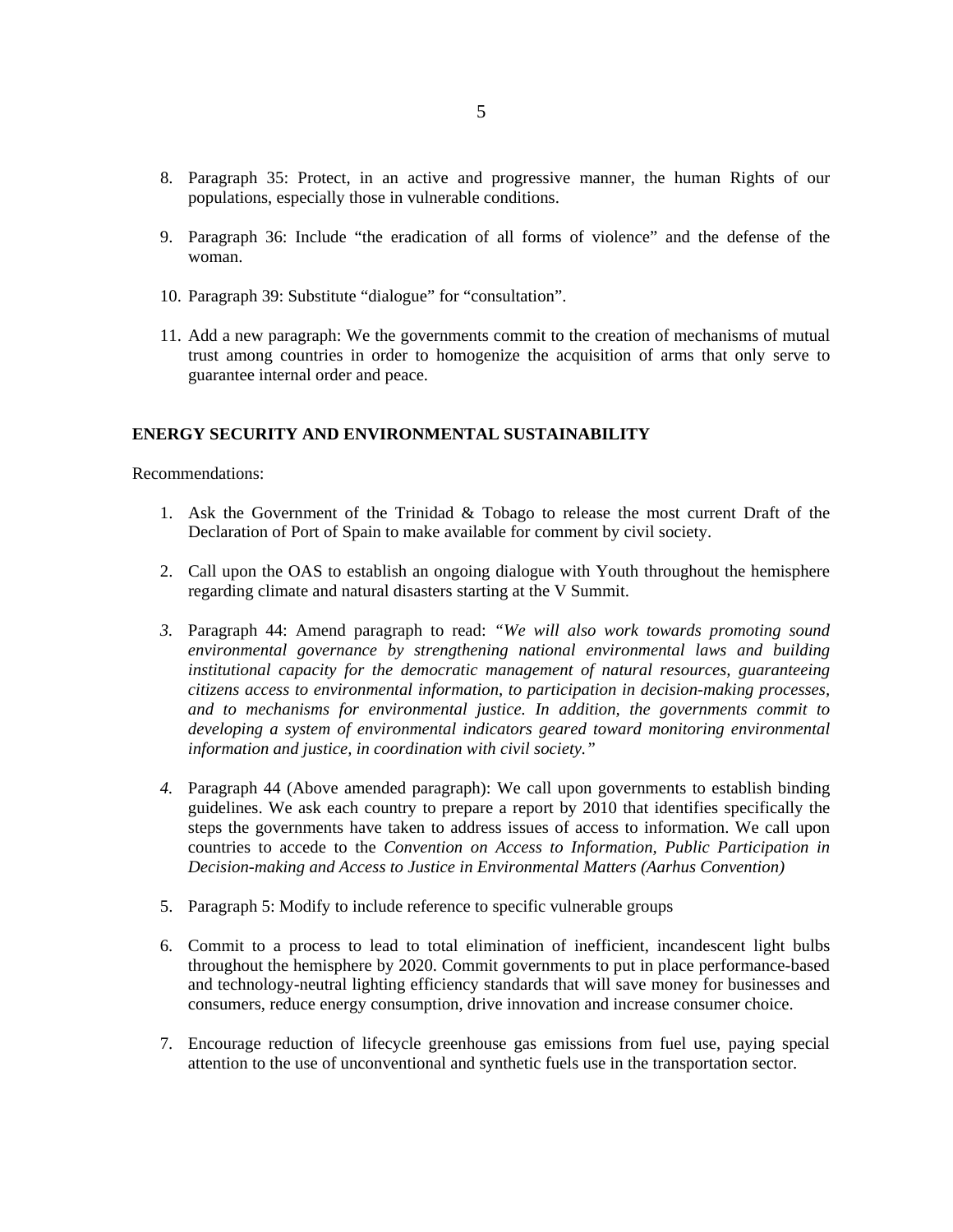8. Paragraph 35: Protect, in an active and progressive manner, the human Rights of our populations, especially those in vulnerable conditions.

9. Paragraph 36: Include "the eradication of all forms of violence" and the defense of the woman.

10. Paragraph 39: Substitute "dialogue" for "consultation".

11. Add a new paragraph: We the governments commit to the creation of mechanisms of mutual trust among countries in order to homogenize the acquisition of arms that only serve to guarantee internal order and peace.

**ENERGY SECURITY AND ENVIRONMENTAL SUSTAINABILITY**

Recommendations:

1. Ask the Government of the Trinidad & Tobago to release the most current Draft of the Declaration of Port of Spain to make available for comment by civil society.

2. Call upon the OAS to establish an ongoing dialogue with Youth throughout the hemisphere regarding climate and natural disasters starting at the V Summit.

3. Paragraph 44: Amend paragraph to read: *"We will also work towards promoting sound environmental governance by strengthening national environmental laws and building institutional capacity for the democratic management of natural resources, guaranteeing citizens access to environmental information, to participation in decision-making processes, and to mechanisms for environmental justice. In addition, the governments commit to developing a system of environmental indicators geared toward monitoring environmental information and justice, in coordination with civil society."*

4. Paragraph 44 (Above amended paragraph): We call upon governments to establish binding guidelines. We ask each country to prepare a report by 2010 that identifies specifically the steps the governments have taken to address issues of access to information. We call upon countries to accede to the *Convention on Access to Information, Public Participation in Decision-making and Access to Justice in Environmental Matters (Aarhus Convention)*

5. Paragraph 5: Modify to include reference to specific vulnerable groups

6. Commit to a process to lead to total elimination of inefficient, incandescent light bulbs throughout the hemisphere by 2020. Commit governments to put in place performance-based and technology-neutral lighting efficiency standards that will save money for businesses and consumers, reduce energy consumption, drive innovation and increase consumer choice.

7. Encourage reduction of lifecycle greenhouse gas emissions from fuel use, paying special attention to the use of unconventional and synthetic fuels use in the transportation sector.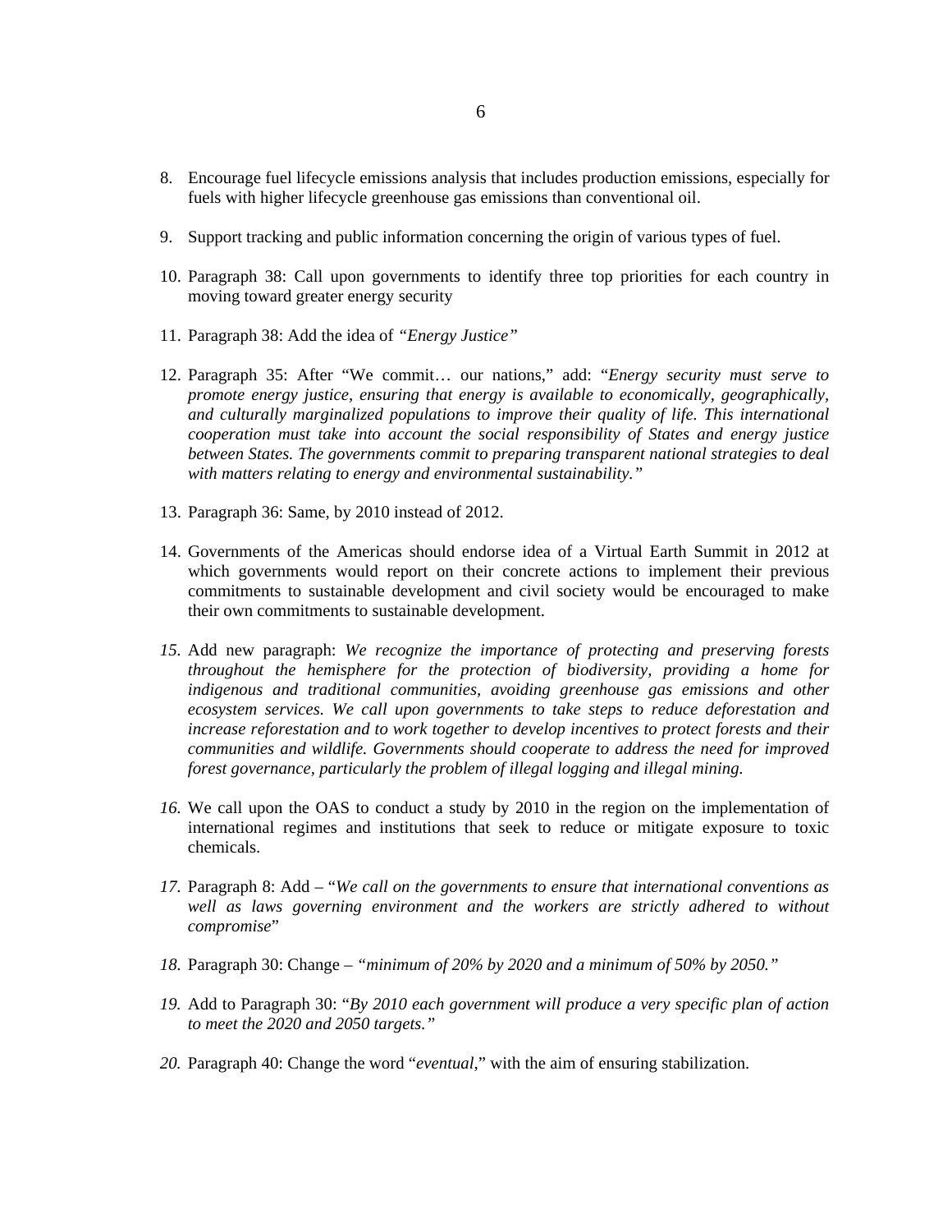8. Encourage fuel lifecycle emissions analysis that includes production emissions, especially for fuels with higher lifecycle greenhouse gas emissions than conventional oil.

9. Support tracking and public information concerning the origin of various types of fuel.

10. Paragraph 38: Call upon governments to identify three top priorities for each country in moving toward greater energy security

11. Paragraph 38: Add the idea of *"Energy Justice"*

12. Paragraph 35: After "We commit… our nations," add: "*Energy security must serve to promote energy justice, ensuring that energy is available to economically, geographically, and culturally marginalized populations to improve their quality of life. This international cooperation must take into account the social responsibility of States and energy justice between States. The governments commit to preparing transparent national strategies to deal with matters relating to energy and environmental sustainability."*

13. Paragraph 36: Same, by 2010 instead of 2012.

14. Governments of the Americas should endorse idea of a Virtual Earth Summit in 2012 at which governments would report on their concrete actions to implement their previous commitments to sustainable development and civil society would be encouraged to make their own commitments to sustainable development.

15. Add new paragraph: *We recognize the importance of protecting and preserving forests throughout the hemisphere for the protection of biodiversity, providing a home for indigenous and traditional communities, avoiding greenhouse gas emissions and other ecosystem services. We call upon governments to take steps to reduce deforestation and increase reforestation and to work together to develop incentives to protect forests and their communities and wildlife. Governments should cooperate to address the need for improved forest governance, particularly the problem of illegal logging and illegal mining.*

16. We call upon the OAS to conduct a study by 2010 in the region on the implementation of international regimes and institutions that seek to reduce or mitigate exposure to toxic chemicals.

17. Paragraph 8: Add – "*We call on the governments to ensure that international conventions as well as laws governing environment and the workers are strictly adhered to without compromise*"

18. Paragraph 30: Change – *"minimum of 20% by 2020 and a minimum of 50% by 2050."*

19. Add to Paragraph 30: "*By 2010 each government will produce a very specific plan of action to meet the 2020 and 2050 targets."*

20. Paragraph 40: Change the word "*eventual*," with the aim of ensuring stabilization.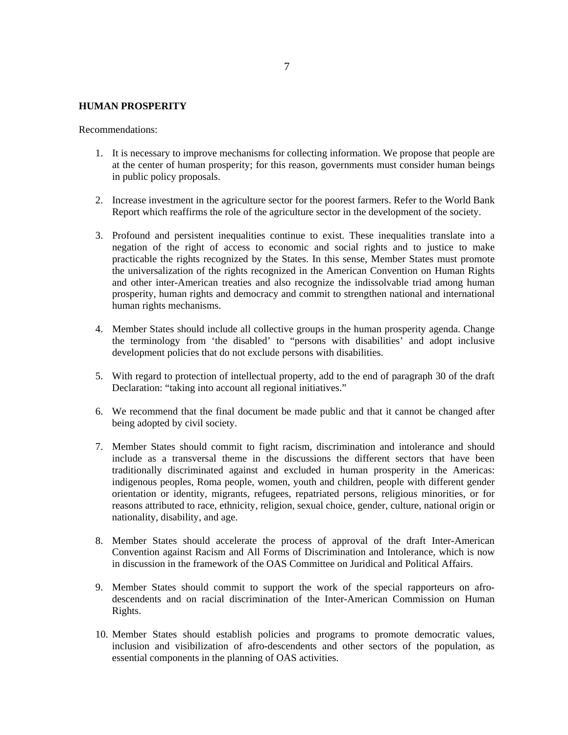**HUMAN PROSPERITY**

Recommendations:

1. It is necessary to improve mechanisms for collecting information. We propose that people are at the center of human prosperity; for this reason, governments must consider human beings in public policy proposals.

2. Increase investment in the agriculture sector for the poorest farmers. Refer to the World Bank Report which reaffirms the role of the agriculture sector in the development of the society.

3. Profound and persistent inequalities continue to exist. These inequalities translate into a negation of the right of access to economic and social rights and to justice to make practicable the rights recognized by the States. In this sense, Member States must promote the universalization of the rights recognized in the American Convention on Human Rights and other inter-American treaties and also recognize the indissolvable triad among human prosperity, human rights and democracy and commit to strengthen national and international human rights mechanisms.

4. Member States should include all collective groups in the human prosperity agenda. Change the terminology from 'the disabled' to "persons with disabilities' and adopt inclusive development policies that do not exclude persons with disabilities.

5. With regard to protection of intellectual property, add to the end of paragraph 30 of the draft Declaration: "taking into account all regional initiatives."

6. We recommend that the final document be made public and that it cannot be changed after being adopted by civil society.

7. Member States should commit to fight racism, discrimination and intolerance and should include as a transversal theme in the discussions the different sectors that have been traditionally discriminated against and excluded in human prosperity in the Americas: indigenous peoples, Roma people, women, youth and children, people with different gender orientation or identity, migrants, refugees, repatriated persons, religious minorities, or for reasons attributed to race, ethnicity, religion, sexual choice, gender, culture, national origin or nationality, disability, and age.

8. Member States should accelerate the process of approval of the draft Inter-American Convention against Racism and All Forms of Discrimination and Intolerance, which is now in discussion in the framework of the OAS Committee on Juridical and Political Affairs.

9. Member States should commit to support the work of the special rapporteurs on afro-descendents and on racial discrimination of the Inter-American Commission on Human Rights.

10. Member States should establish policies and programs to promote democratic values, inclusion and visibilization of afro-descendents and other sectors of the population, as essential components in the planning of OAS activities.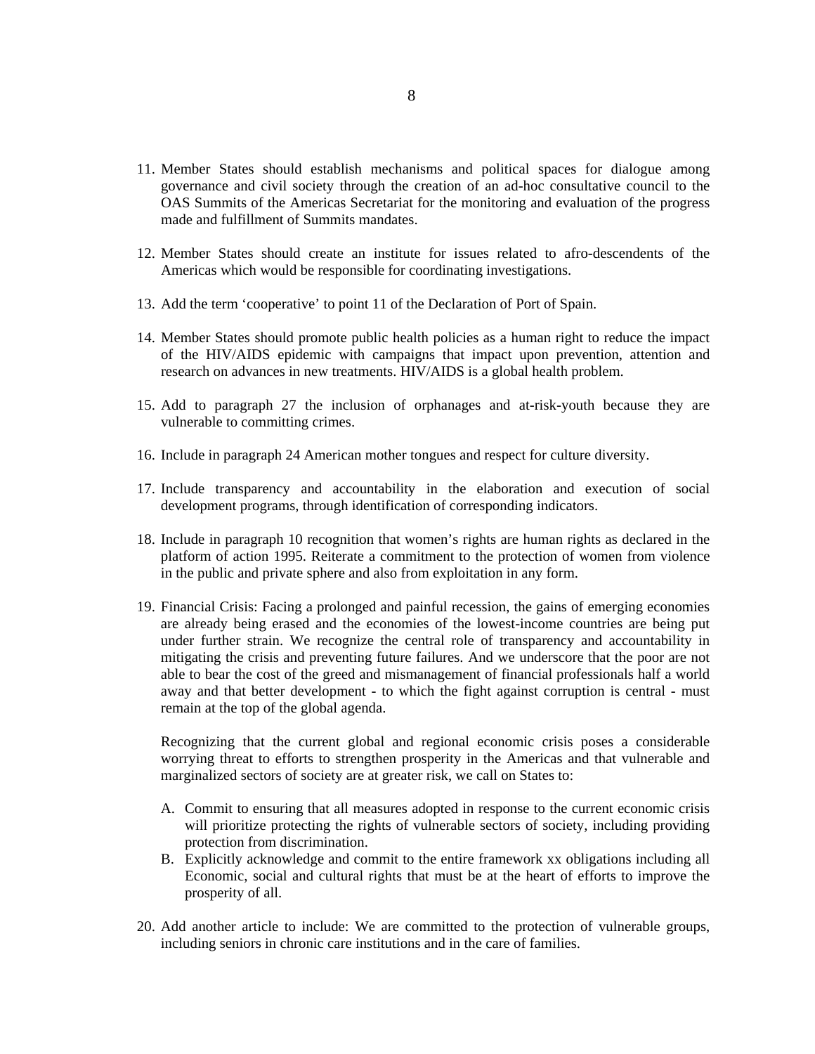11. Member States should establish mechanisms and political spaces for dialogue among governance and civil society through the creation of an ad-hoc consultative council to the OAS Summits of the Americas Secretariat for the monitoring and evaluation of the progress made and fulfillment of Summits mandates.

12. Member States should create an institute for issues related to afro-descendents of the Americas which would be responsible for coordinating investigations.

13. Add the term 'cooperative' to point 11 of the Declaration of Port of Spain.

14. Member States should promote public health policies as a human right to reduce the impact of the HIV/AIDS epidemic with campaigns that impact upon prevention, attention and research on advances in new treatments. HIV/AIDS is a global health problem.

15. Add to paragraph 27 the inclusion of orphanages and at-risk-youth because they are vulnerable to committing crimes.

16. Include in paragraph 24 American mother tongues and respect for culture diversity.

17. Include transparency and accountability in the elaboration and execution of social development programs, through identification of corresponding indicators.

18. Include in paragraph 10 recognition that women's rights are human rights as declared in the platform of action 1995. Reiterate a commitment to the protection of women from violence in the public and private sphere and also from exploitation in any form.

19. Financial Crisis: Facing a prolonged and painful recession, the gains of emerging economies are already being erased and the economies of the lowest-income countries are being put under further strain. We recognize the central role of transparency and accountability in mitigating the crisis and preventing future failures. And we underscore that the poor are not able to bear the cost of the greed and mismanagement of financial professionals half a world away and that better development - to which the fight against corruption is central - must remain at the top of the global agenda.

    Recognizing that the current global and regional economic crisis poses a considerable worrying threat to efforts to strengthen prosperity in the Americas and that vulnerable and marginalized sectors of society are at greater risk, we call on States to:

    A. Commit to ensuring that all measures adopted in response to the current economic crisis will prioritize protecting the rights of vulnerable sectors of society, including providing protection from discrimination.
    B. Explicitly acknowledge and commit to the entire framework xx obligations including all Economic, social and cultural rights that must be at the heart of efforts to improve the prosperity of all.

20. Add another article to include: We are committed to the protection of vulnerable groups, including seniors in chronic care institutions and in the care of families.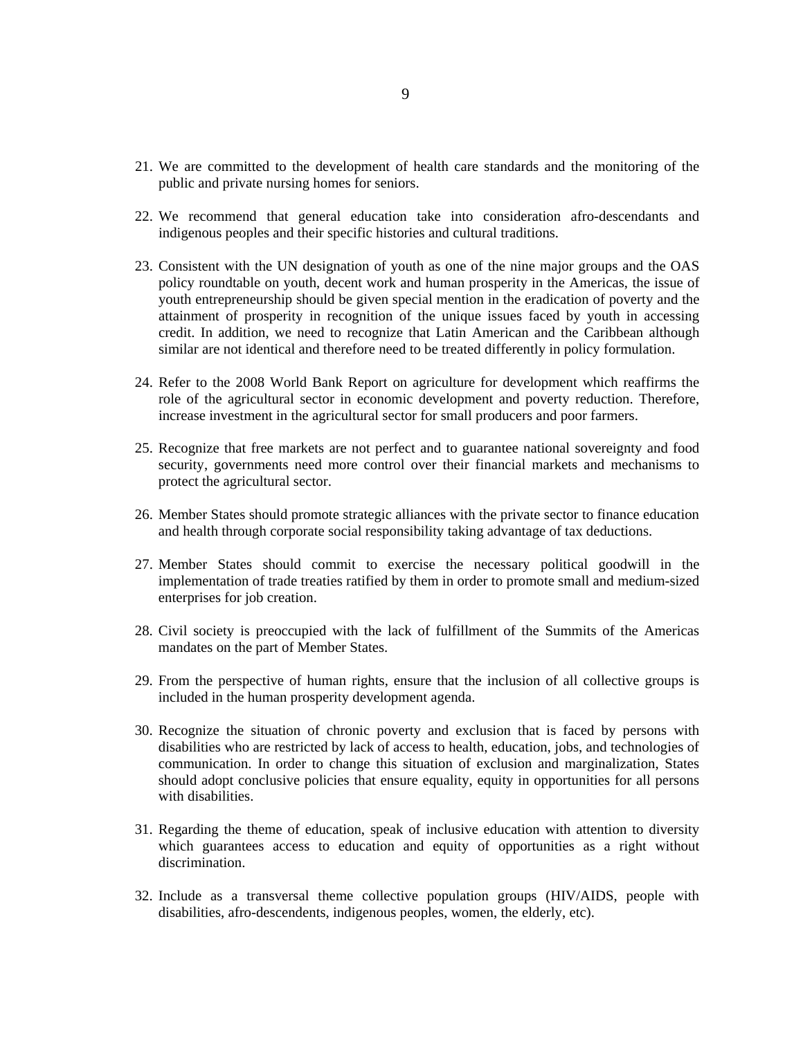21. We are committed to the development of health care standards and the monitoring of the public and private nursing homes for seniors.

22. We recommend that general education take into consideration afro-descendants and indigenous peoples and their specific histories and cultural traditions.

23. Consistent with the UN designation of youth as one of the nine major groups and the OAS policy roundtable on youth, decent work and human prosperity in the Americas, the issue of youth entrepreneurship should be given special mention in the eradication of poverty and the attainment of prosperity in recognition of the unique issues faced by youth in accessing credit. In addition, we need to recognize that Latin American and the Caribbean although similar are not identical and therefore need to be treated differently in policy formulation.

24. Refer to the 2008 World Bank Report on agriculture for development which reaffirms the role of the agricultural sector in economic development and poverty reduction. Therefore, increase investment in the agricultural sector for small producers and poor farmers.

25. Recognize that free markets are not perfect and to guarantee national sovereignty and food security, governments need more control over their financial markets and mechanisms to protect the agricultural sector.

26. Member States should promote strategic alliances with the private sector to finance education and health through corporate social responsibility taking advantage of tax deductions.

27. Member States should commit to exercise the necessary political goodwill in the implementation of trade treaties ratified by them in order to promote small and medium-sized enterprises for job creation.

28. Civil society is preoccupied with the lack of fulfillment of the Summits of the Americas mandates on the part of Member States.

29. From the perspective of human rights, ensure that the inclusion of all collective groups is included in the human prosperity development agenda.

30. Recognize the situation of chronic poverty and exclusion that is faced by persons with disabilities who are restricted by lack of access to health, education, jobs, and technologies of communication. In order to change this situation of exclusion and marginalization, States should adopt conclusive policies that ensure equality, equity in opportunities for all persons with disabilities.

31. Regarding the theme of education, speak of inclusive education with attention to diversity which guarantees access to education and equity of opportunities as a right without discrimination.

32. Include as a transversal theme collective population groups (HIV/AIDS, people with disabilities, afro-descendents, indigenous peoples, women, the elderly, etc).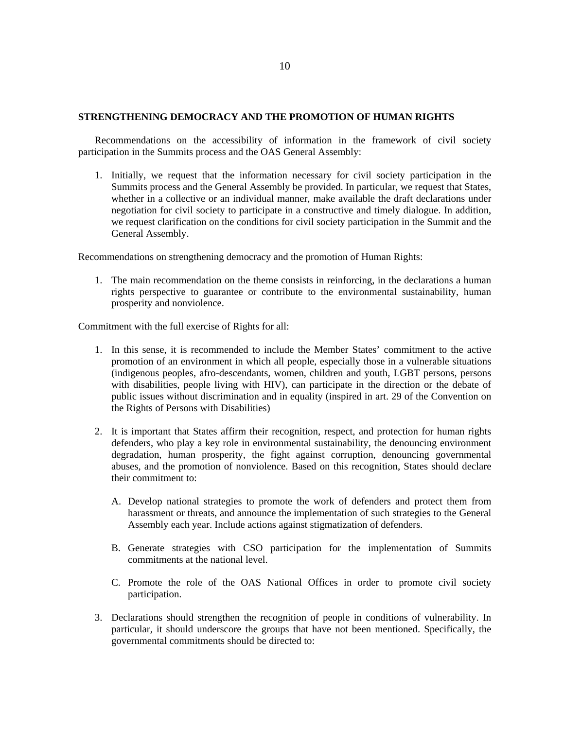**STRENGTHENING DEMOCRACY AND THE PROMOTION OF HUMAN RIGHTS**

Recommendations on the accessibility of information in the framework of civil society participation in the Summits process and the OAS General Assembly:

1. Initially, we request that the information necessary for civil society participation in the Summits process and the General Assembly be provided. In particular, we request that States, whether in a collective or an individual manner, make available the draft declarations under negotiation for civil society to participate in a constructive and timely dialogue. In addition, we request clarification on the conditions for civil society participation in the Summit and the General Assembly.

Recommendations on strengthening democracy and the promotion of Human Rights:

1. The main recommendation on the theme consists in reinforcing, in the declarations a human rights perspective to guarantee or contribute to the environmental sustainability, human prosperity and nonviolence.

Commitment with the full exercise of Rights for all:

1. In this sense, it is recommended to include the Member States' commitment to the active promotion of an environment in which all people, especially those in a vulnerable situations (indigenous peoples, afro-descendants, women, children and youth, LGBT persons, persons with disabilities, people living with HIV), can participate in the direction or the debate of public issues without discrimination and in equality (inspired in art. 29 of the Convention on the Rights of Persons with Disabilities)

2. It is important that States affirm their recognition, respect, and protection for human rights defenders, who play a key role in environmental sustainability, the denouncing environment degradation, human prosperity, the fight against corruption, denouncing governmental abuses, and the promotion of nonviolence. Based on this recognition, States should declare their commitment to:

   A. Develop national strategies to promote the work of defenders and protect them from harassment or threats, and announce the implementation of such strategies to the General Assembly each year. Include actions against stigmatization of defenders.

   B. Generate strategies with CSO participation for the implementation of Summits commitments at the national level.

   C. Promote the role of the OAS National Offices in order to promote civil society participation.

3. Declarations should strengthen the recognition of people in conditions of vulnerability. In particular, it should underscore the groups that have not been mentioned. Specifically, the governmental commitments should be directed to: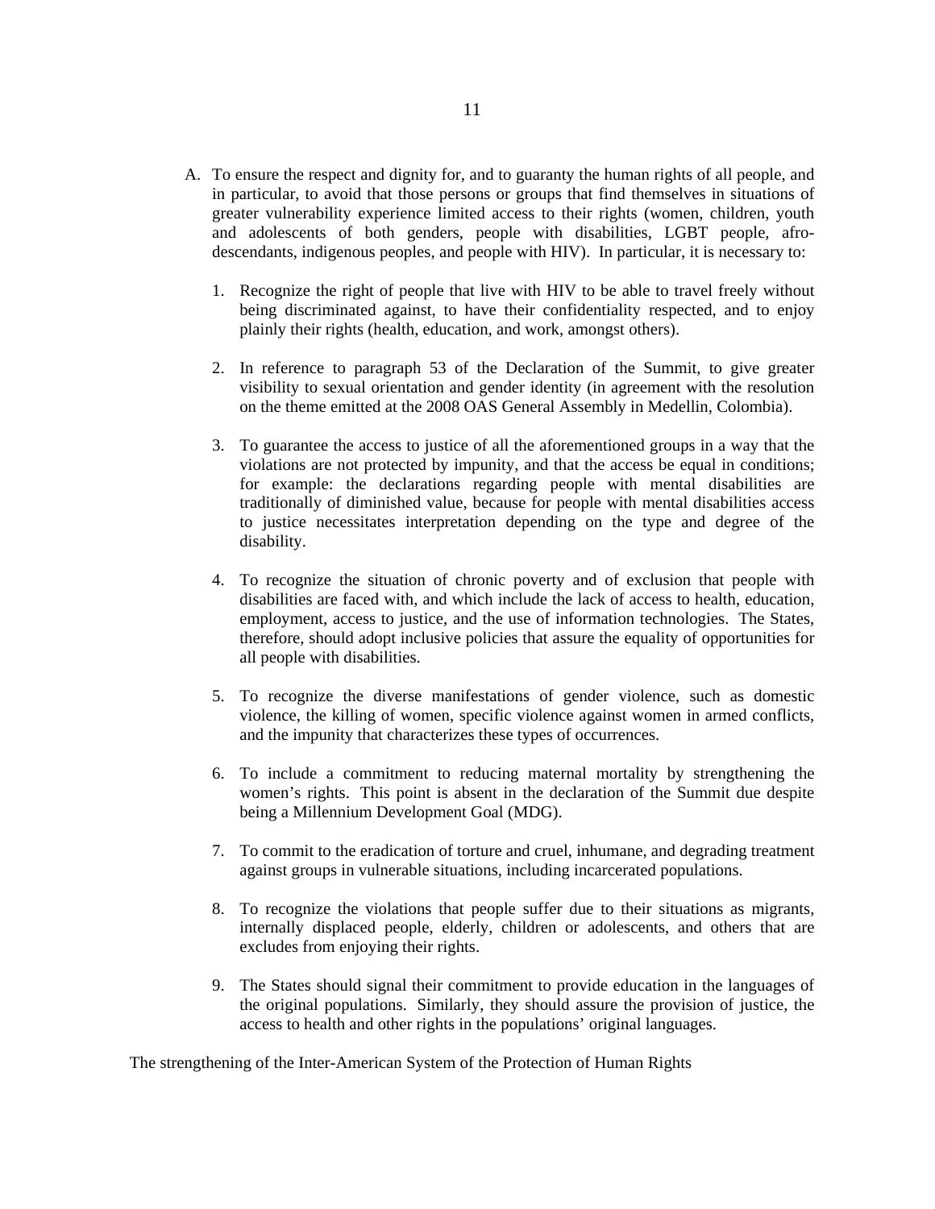A. To ensure the respect and dignity for, and to guaranty the human rights of all people, and in particular, to avoid that those persons or groups that find themselves in situations of greater vulnerability experience limited access to their rights (women, children, youth and adolescents of both genders, people with disabilities, LGBT people, afro-descendants, indigenous peoples, and people with HIV). In particular, it is necessary to:

   1. Recognize the right of people that live with HIV to be able to travel freely without being discriminated against, to have their confidentiality respected, and to enjoy plainly their rights (health, education, and work, amongst others).

   2. In reference to paragraph 53 of the Declaration of the Summit, to give greater visibility to sexual orientation and gender identity (in agreement with the resolution on the theme emitted at the 2008 OAS General Assembly in Medellin, Colombia).

   3. To guarantee the access to justice of all the aforementioned groups in a way that the violations are not protected by impunity, and that the access be equal in conditions; for example: the declarations regarding people with mental disabilities are traditionally of diminished value, because for people with mental disabilities access to justice necessitates interpretation depending on the type and degree of the disability.

   4. To recognize the situation of chronic poverty and of exclusion that people with disabilities are faced with, and which include the lack of access to health, education, employment, access to justice, and the use of information technologies. The States, therefore, should adopt inclusive policies that assure the equality of opportunities for all people with disabilities.

   5. To recognize the diverse manifestations of gender violence, such as domestic violence, the killing of women, specific violence against women in armed conflicts, and the impunity that characterizes these types of occurrences.

   6. To include a commitment to reducing maternal mortality by strengthening the women's rights. This point is absent in the declaration of the Summit due despite being a Millennium Development Goal (MDG).

   7. To commit to the eradication of torture and cruel, inhumane, and degrading treatment against groups in vulnerable situations, including incarcerated populations.

   8. To recognize the violations that people suffer due to their situations as migrants, internally displaced people, elderly, children or adolescents, and others that are excludes from enjoying their rights.

   9. The States should signal their commitment to provide education in the languages of the original populations. Similarly, they should assure the provision of justice, the access to health and other rights in the populations' original languages.

The strengthening of the Inter-American System of the Protection of Human Rights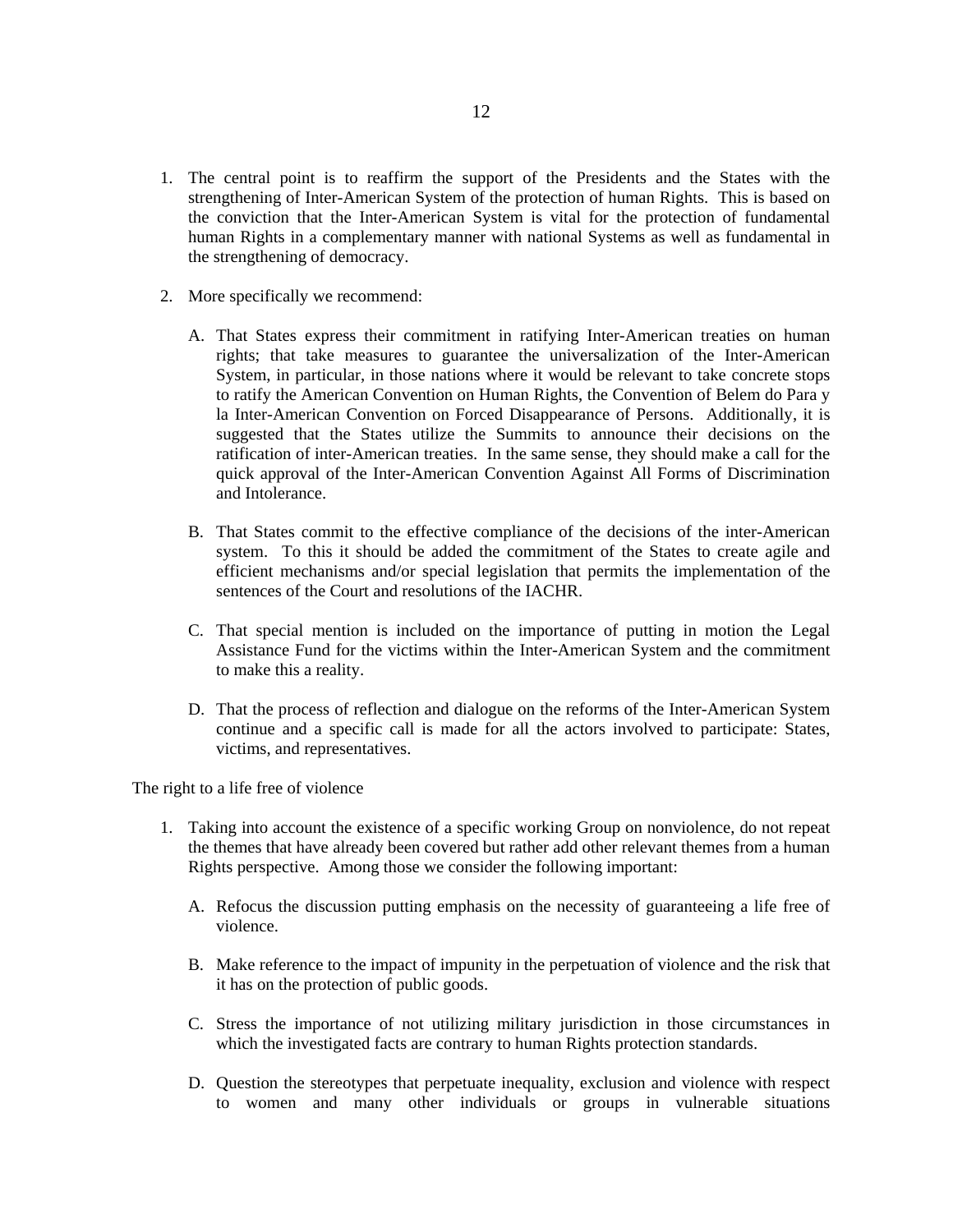1. The central point is to reaffirm the support of the Presidents and the States with the strengthening of Inter-American System of the protection of human Rights. This is based on the conviction that the Inter-American System is vital for the protection of fundamental human Rights in a complementary manner with national Systems as well as fundamental in the strengthening of democracy.

2. More specifically we recommend:

   A. That States express their commitment in ratifying Inter-American treaties on human rights; that take measures to guarantee the universalization of the Inter-American System, in particular, in those nations where it would be relevant to take concrete stops to ratify the American Convention on Human Rights, the Convention of Belem do Para y la Inter-American Convention on Forced Disappearance of Persons. Additionally, it is suggested that the States utilize the Summits to announce their decisions on the ratification of inter-American treaties. In the same sense, they should make a call for the quick approval of the Inter-American Convention Against All Forms of Discrimination and Intolerance.

   B. That States commit to the effective compliance of the decisions of the inter-American system. To this it should be added the commitment of the States to create agile and efficient mechanisms and/or special legislation that permits the implementation of the sentences of the Court and resolutions of the IACHR.

   C. That special mention is included on the importance of putting in motion the Legal Assistance Fund for the victims within the Inter-American System and the commitment to make this a reality.

   D. That the process of reflection and dialogue on the reforms of the Inter-American System continue and a specific call is made for all the actors involved to participate: States, victims, and representatives.

The right to a life free of violence

1. Taking into account the existence of a specific working Group on nonviolence, do not repeat the themes that have already been covered but rather add other relevant themes from a human Rights perspective. Among those we consider the following important:

   A. Refocus the discussion putting emphasis on the necessity of guaranteeing a life free of violence.

   B. Make reference to the impact of impunity in the perpetuation of violence and the risk that it has on the protection of public goods.

   C. Stress the importance of not utilizing military jurisdiction in those circumstances in which the investigated facts are contrary to human Rights protection standards.

   D. Question the stereotypes that perpetuate inequality, exclusion and violence with respect to women and many other individuals or groups in vulnerable situations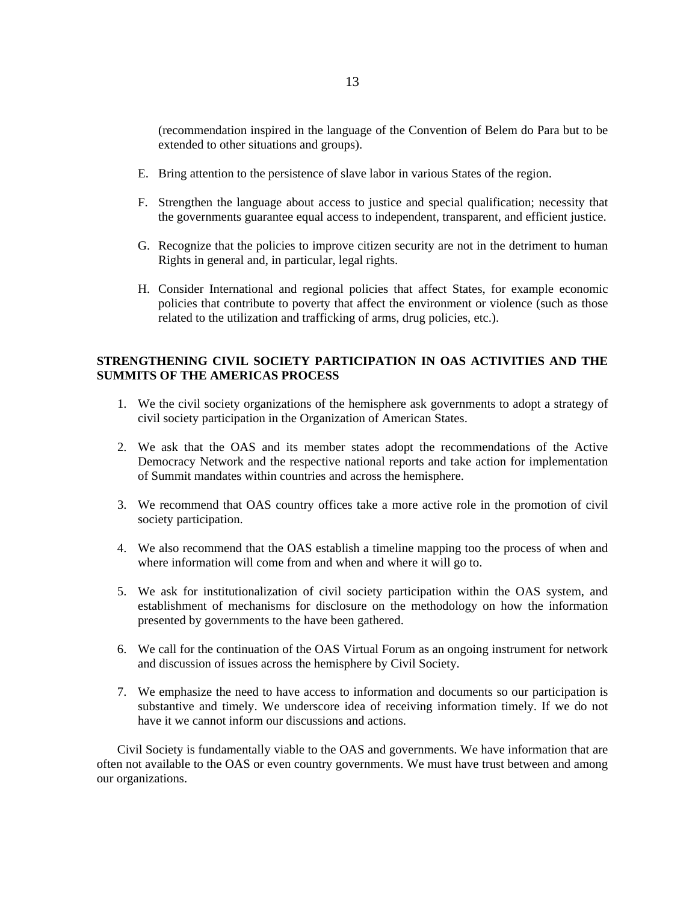(recommendation inspired in the language of the Convention of Belem do Para but to be extended to other situations and groups).

E. Bring attention to the persistence of slave labor in various States of the region.

F. Strengthen the language about access to justice and special qualification; necessity that the governments guarantee equal access to independent, transparent, and efficient justice.

G. Recognize that the policies to improve citizen security are not in the detriment to human Rights in general and, in particular, legal rights.

H. Consider International and regional policies that affect States, for example economic policies that contribute to poverty that affect the environment or violence (such as those related to the utilization and trafficking of arms, drug policies, etc.).

**STRENGTHENING CIVIL SOCIETY PARTICIPATION IN OAS ACTIVITIES AND THE SUMMITS OF THE AMERICAS PROCESS**

1. We the civil society organizations of the hemisphere ask governments to adopt a strategy of civil society participation in the Organization of American States.

2. We ask that the OAS and its member states adopt the recommendations of the Active Democracy Network and the respective national reports and take action for implementation of Summit mandates within countries and across the hemisphere.

3. We recommend that OAS country offices take a more active role in the promotion of civil society participation.

4. We also recommend that the OAS establish a timeline mapping too the process of when and where information will come from and when and where it will go to.

5. We ask for institutionalization of civil society participation within the OAS system, and establishment of mechanisms for disclosure on the methodology on how the information presented by governments to the have been gathered.

6. We call for the continuation of the OAS Virtual Forum as an ongoing instrument for network and discussion of issues across the hemisphere by Civil Society.

7. We emphasize the need to have access to information and documents so our participation is substantive and timely. We underscore idea of receiving information timely. If we do not have it we cannot inform our discussions and actions.

Civil Society is fundamentally viable to the OAS and governments. We have information that are often not available to the OAS or even country governments. We must have trust between and among our organizations.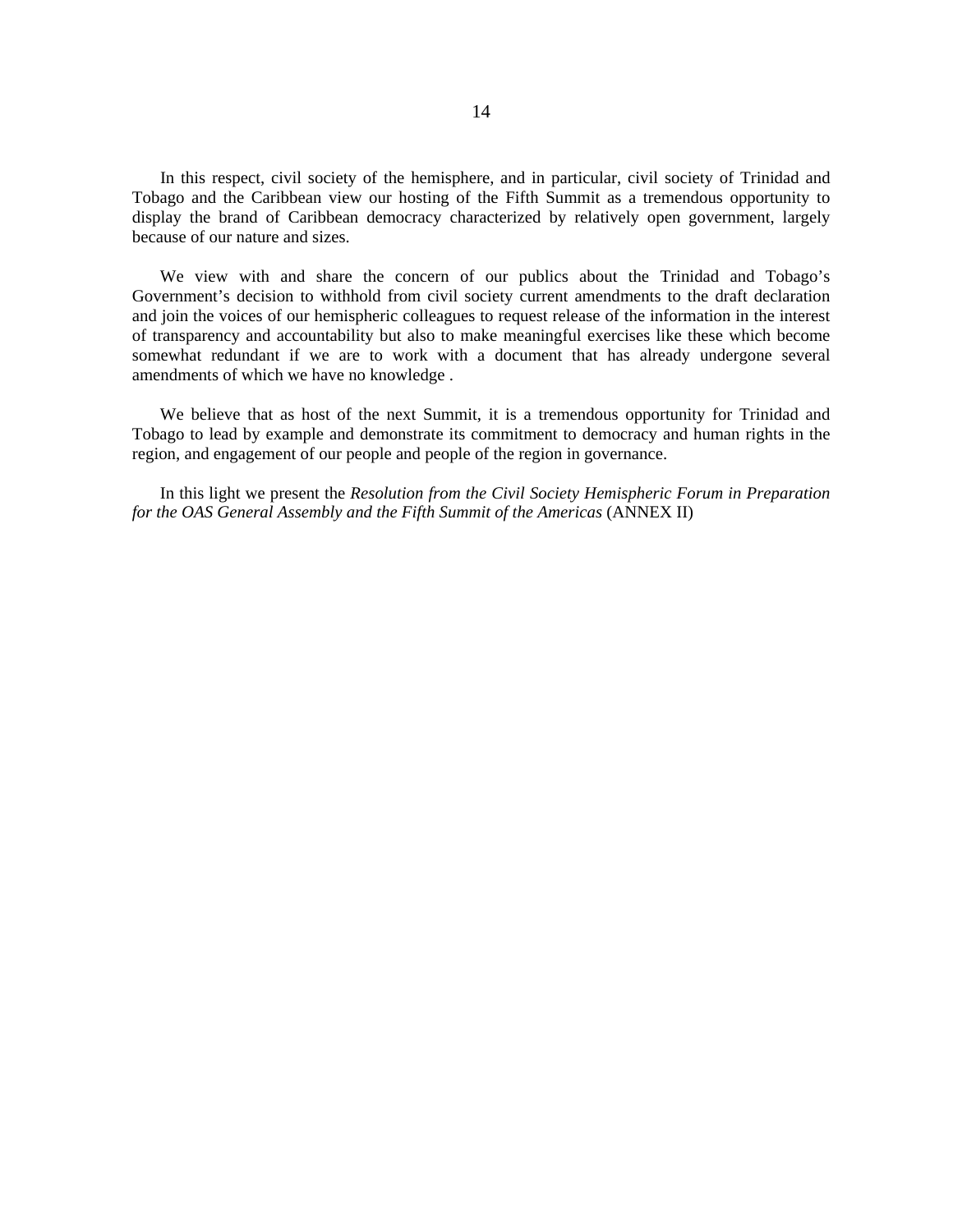In this respect, civil society of the hemisphere, and in particular, civil society of Trinidad and Tobago and the Caribbean view our hosting of the Fifth Summit as a tremendous opportunity to display the brand of Caribbean democracy characterized by relatively open government, largely because of our nature and sizes.

We view with and share the concern of our publics about the Trinidad and Tobago's Government's decision to withhold from civil society current amendments to the draft declaration and join the voices of our hemispheric colleagues to request release of the information in the interest of transparency and accountability but also to make meaningful exercises like these which become somewhat redundant if we are to work with a document that has already undergone several amendments of which we have no knowledge .

We believe that as host of the next Summit, it is a tremendous opportunity for Trinidad and Tobago to lead by example and demonstrate its commitment to democracy and human rights in the region, and engagement of our people and people of the region in governance.

In this light we present the *Resolution from the Civil Society Hemispheric Forum in Preparation for the OAS General Assembly and the Fifth Summit of the Americas* (ANNEX II)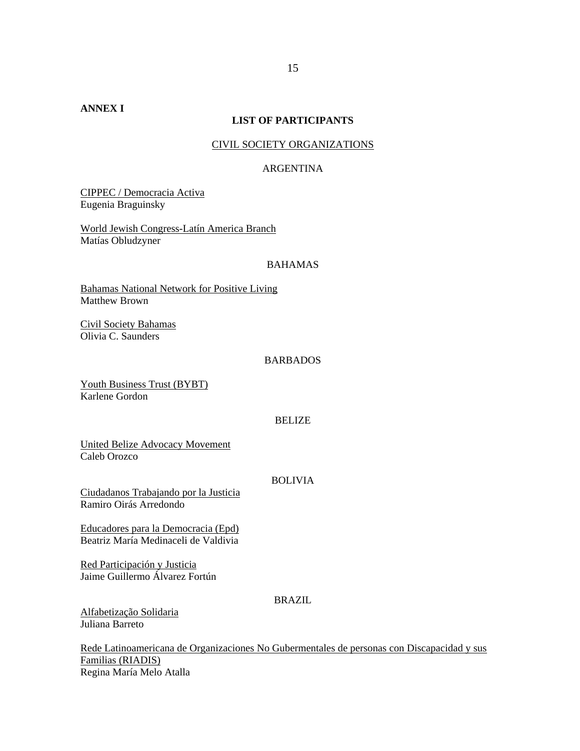**ANNEX I**

## LIST OF PARTICIPANTS

### CIVIL SOCIETY ORGANIZATIONS

#### ARGENTINA

CIPPEC / Democracia Activa
Eugenia Braguinsky

World Jewish Congress-Latín America Branch
Matías Obludzyner

#### BAHAMAS

Bahamas National Network for Positive Living
Matthew Brown

Civil Society Bahamas
Olivia C. Saunders

#### BARBADOS

Youth Business Trust (BYBT)
Karlene Gordon

#### BELIZE

United Belize Advocacy Movement
Caleb Orozco

#### BOLIVIA

Ciudadanos Trabajando por la Justicia
Ramiro Oirás Arredondo

Educadores para la Democracia (Epd)
Beatriz María Medinaceli de Valdivia

Red Participación y Justicia
Jaime Guillermo Álvarez Fortún

#### BRAZIL

Alfabetização Solidaria
Juliana Barreto

Rede Latinoamericana de Organizaciones No Gubermentales de personas con Discapacidad y sus Familias (RIADIS)
Regina María Melo Atalla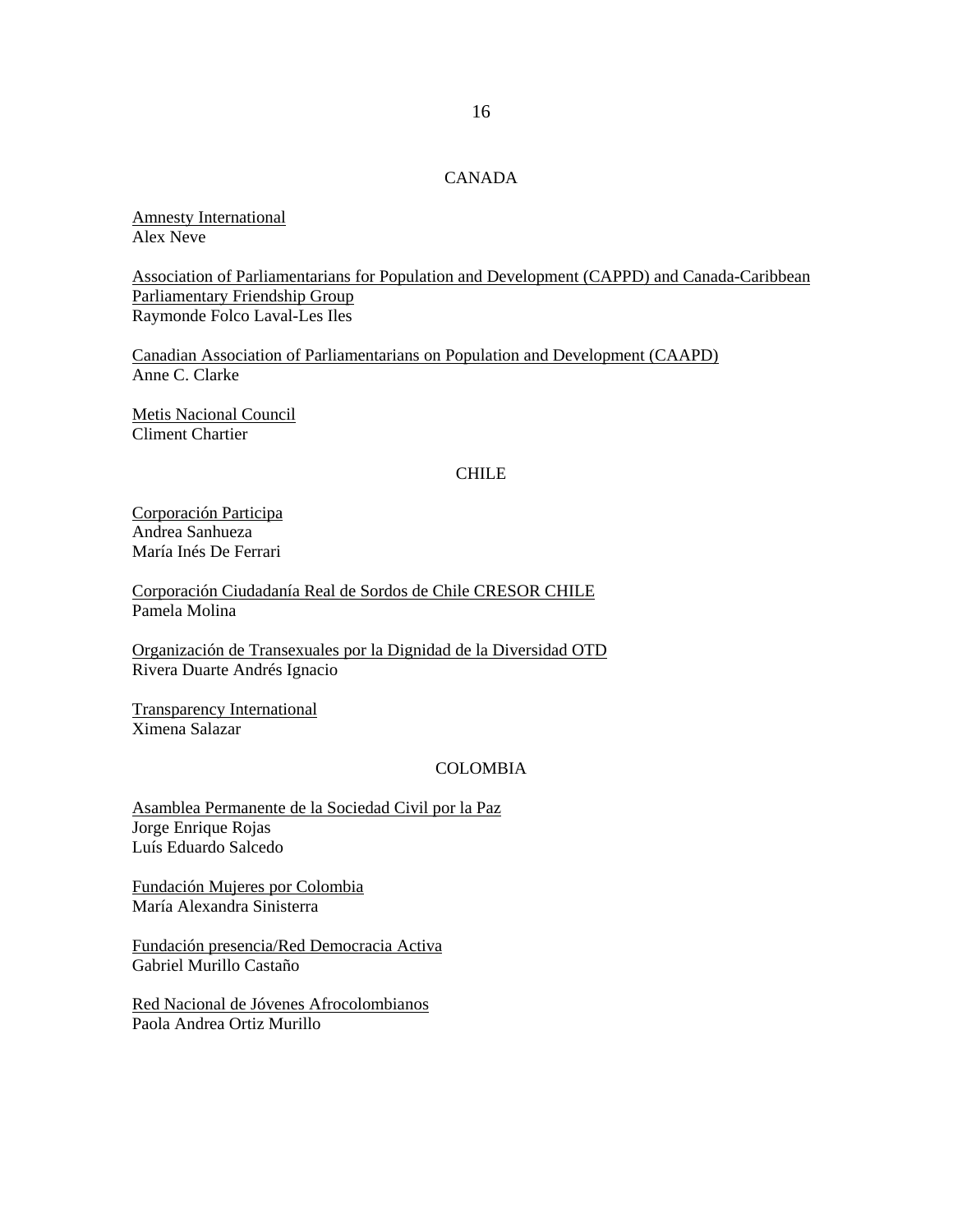## CANADA

Amnesty International
Alex Neve

Association of Parliamentarians for Population and Development (CAPPD) and Canada-Caribbean Parliamentary Friendship Group
Raymonde Folco Laval-Les Iles

Canadian Association of Parliamentarians on Population and Development (CAAPD)
Anne C. Clarke

Metis Nacional Council
Climent Chartier

## CHILE

Corporación Participa
Andrea Sanhueza
María Inés De Ferrari

Corporación Ciudadanía Real de Sordos de Chile CRESOR CHILE
Pamela Molina

Organización de Transexuales por la Dignidad de la Diversidad OTD
Rivera Duarte Andrés Ignacio

Transparency International
Ximena Salazar

## COLOMBIA

Asamblea Permanente de la Sociedad Civil por la Paz
Jorge Enrique Rojas
Luís Eduardo Salcedo

Fundación Mujeres por Colombia
María Alexandra Sinisterra

Fundación presencia/Red Democracia Activa
Gabriel Murillo Castaño

Red Nacional de Jóvenes Afrocolombianos
Paola Andrea Ortiz Murillo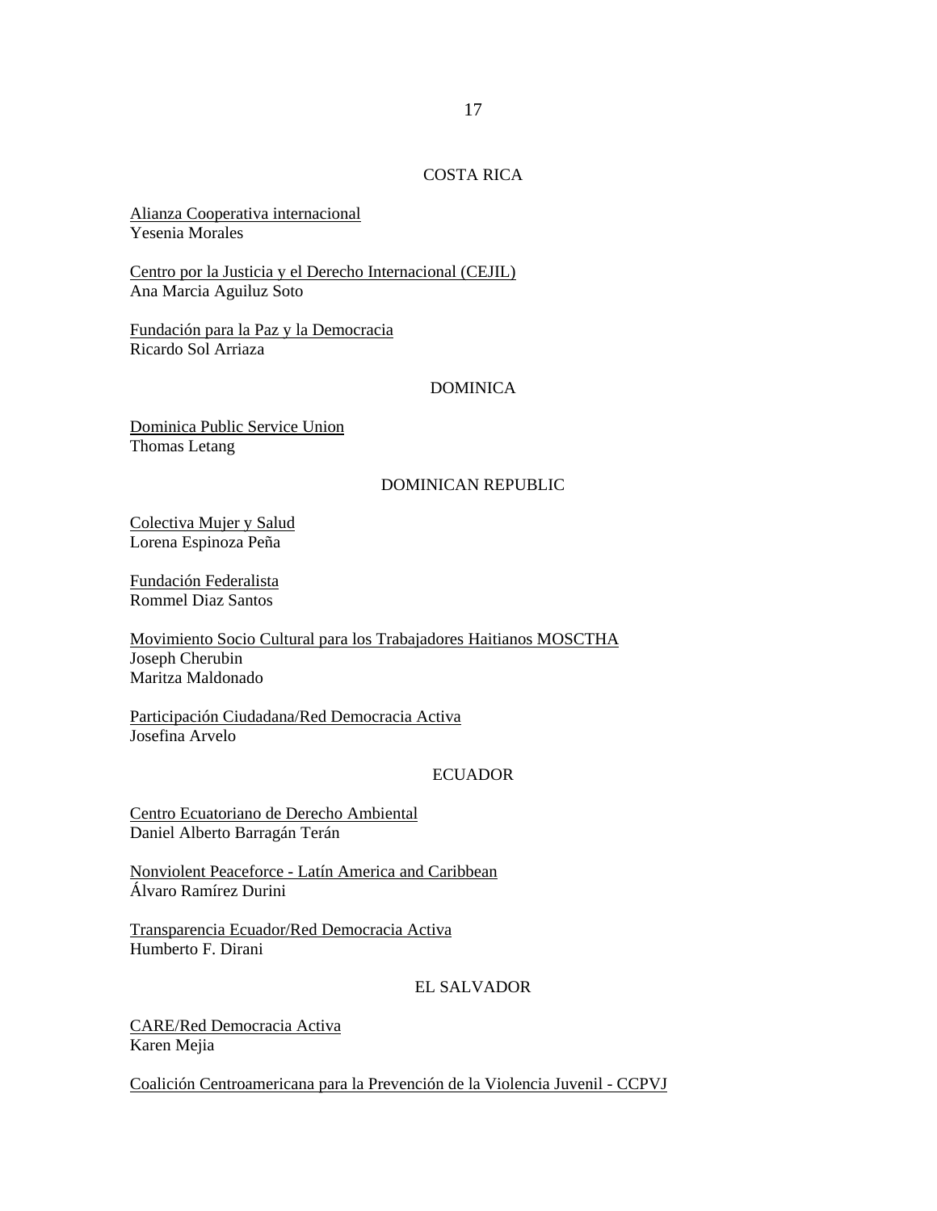COSTA RICA

Alianza Cooperativa internacional
Yesenia Morales

Centro por la Justicia y el Derecho Internacional (CEJIL)
Ana Marcia Aguiluz Soto

Fundación para la Paz y la Democracia
Ricardo Sol Arriaza

DOMINICA

Dominica Public Service Union
Thomas Letang

DOMINICAN REPUBLIC

Colectiva Mujer y Salud
Lorena Espinoza Peña

Fundación Federalista
Rommel Diaz Santos

Movimiento Socio Cultural para los Trabajadores Haitianos MOSCTHA
Joseph Cherubin
Maritza Maldonado

Participación Ciudadana/Red Democracia Activa
Josefina Arvelo

ECUADOR

Centro Ecuatoriano de Derecho Ambiental
Daniel Alberto Barragán Terán

Nonviolent Peaceforce - Latín America and Caribbean
Álvaro Ramírez Durini

Transparencia Ecuador/Red Democracia Activa
Humberto F. Dirani

EL SALVADOR

CARE/Red Democracia Activa
Karen Mejia

Coalición Centroamericana para la Prevención de la Violencia Juvenil - CCPVJ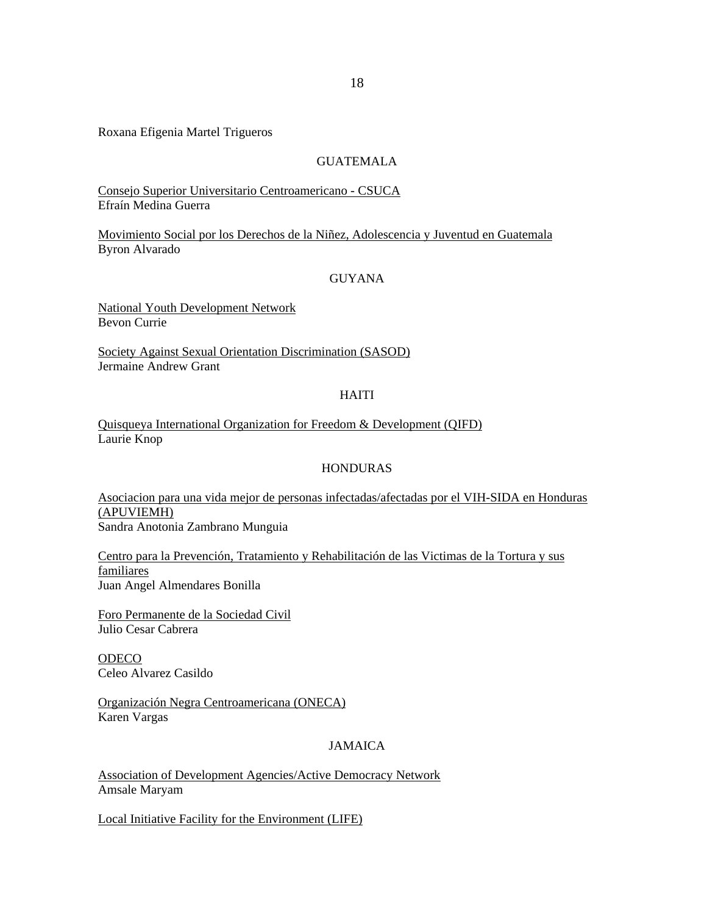Roxana Efigenia Martel Trigueros

GUATEMALA

Consejo Superior Universitario Centroamericano - CSUCA
Efraín Medina Guerra

Movimiento Social por los Derechos de la Niñez, Adolescencia y Juventud en Guatemala
Byron Alvarado

GUYANA

National Youth Development Network
Bevon Currie

Society Against Sexual Orientation Discrimination (SASOD)
Jermaine Andrew Grant

HAITI

Quisqueya International Organization for Freedom & Development (QIFD)
Laurie Knop

HONDURAS

Asociacion para una vida mejor de personas infectadas/afectadas por el VIH-SIDA en Honduras (APUVIEMH)
Sandra Anotonia Zambrano Munguia

Centro para la Prevención, Tratamiento y Rehabilitación de las Victimas de la Tortura y sus familiares
Juan Angel Almendares Bonilla

Foro Permanente de la Sociedad Civil
Julio Cesar Cabrera

ODECO
Celeo Alvarez Casildo

Organización Negra Centroamericana (ONECA)
Karen Vargas

JAMAICA

Association of Development Agencies/Active Democracy Network
Amsale Maryam

Local Initiative Facility for the Environment (LIFE)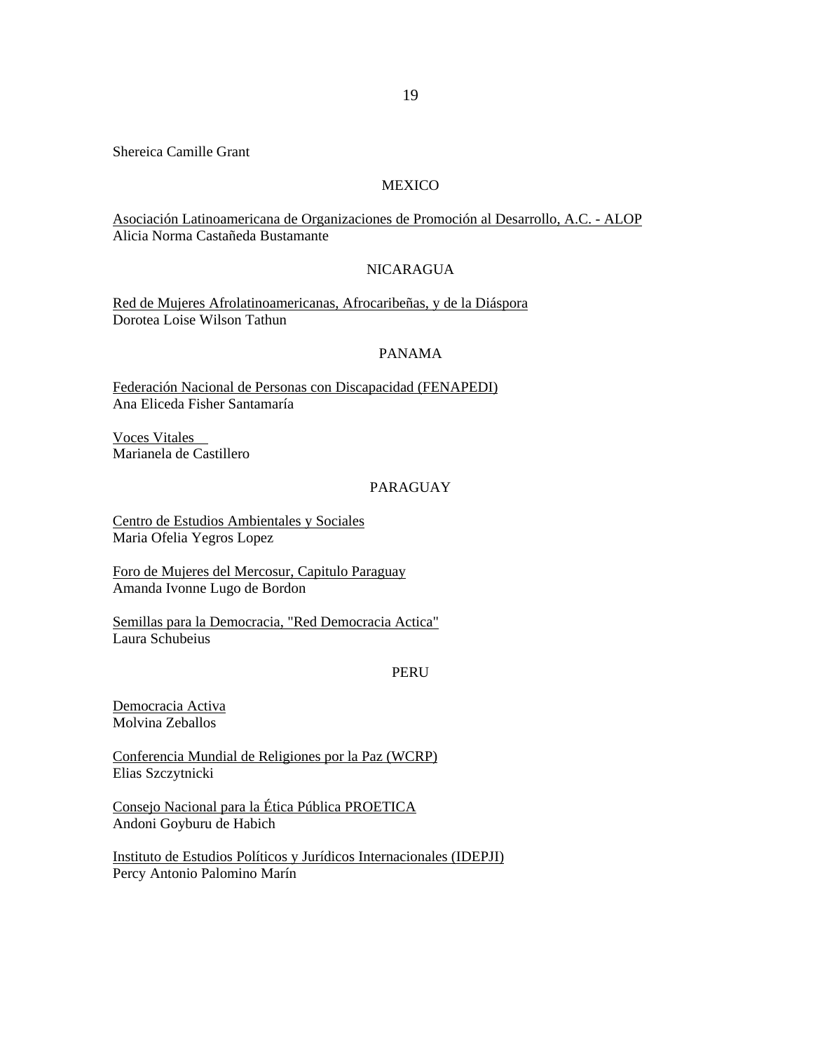Shereica Camille Grant

MEXICO

<u>Asociación Latinoamericana de Organizaciones de Promoción al Desarrollo, A.C. - ALOP</u>
Alicia Norma Castañeda Bustamante

NICARAGUA

<u>Red de Mujeres Afrolatinoamericanas, Afrocaribeñas, y de la Diáspora</u>
Dorotea Loise Wilson Tathun

PANAMA

<u>Federación Nacional de Personas con Discapacidad (FENAPEDI)</u>
Ana Eliceda Fisher Santamaría

<u>Voces Vitales</u>
Marianela de Castillero

PARAGUAY

<u>Centro de Estudios Ambientales y Sociales</u>
Maria Ofelia Yegros Lopez

<u>Foro de Mujeres del Mercosur, Capitulo Paraguay</u>
Amanda Ivonne Lugo de Bordon

<u>Semillas para la Democracia, "Red Democracia Actica"</u>
Laura Schubeius

PERU

<u>Democracia Activa</u>
Molvina Zeballos

<u>Conferencia Mundial de Religiones por la Paz (WCRP)</u>
Elias Szczytnicki

<u>Consejo Nacional para la Ética Pública PROETICA</u>
Andoni Goyburu de Habich

<u>Instituto de Estudios Políticos y Jurídicos Internacionales (IDEPJI)</u>
Percy Antonio Palomino Marín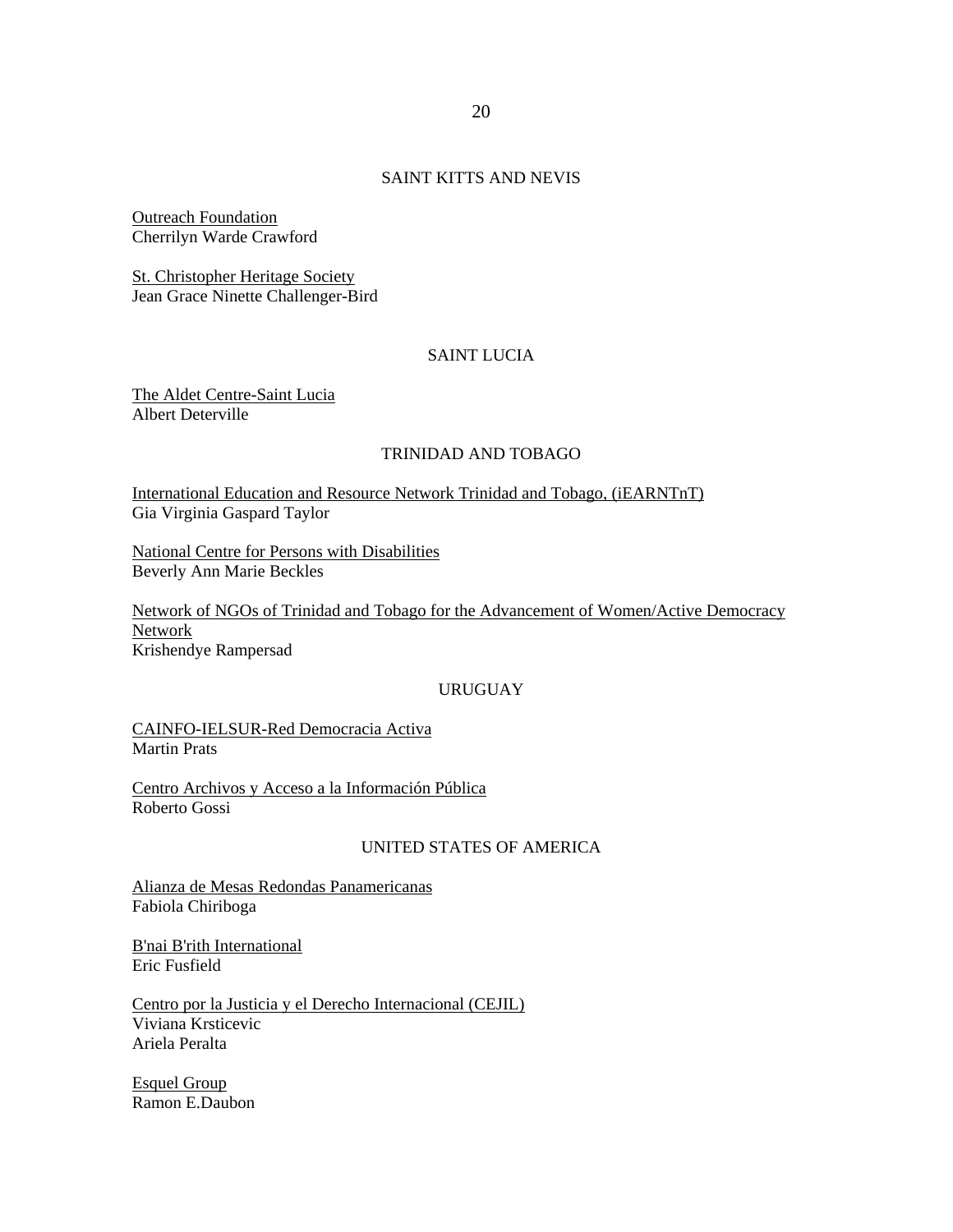SAINT KITTS AND NEVIS

Outreach Foundation
Cherrilyn Warde Crawford

St. Christopher Heritage Society
Jean Grace Ninette Challenger-Bird

SAINT LUCIA

The Aldet Centre-Saint Lucia
Albert Deterville

TRINIDAD AND TOBAGO

International Education and Resource Network Trinidad and Tobago, (iEARNTnT)
Gia Virginia Gaspard Taylor

National Centre for Persons with Disabilities
Beverly Ann Marie Beckles

Network of NGOs of Trinidad and Tobago for the Advancement of Women/Active Democracy Network
Krishendye Rampersad

URUGUAY

CAINFO-IELSUR-Red Democracia Activa
Martin Prats

Centro Archivos y Acceso a la Información Pública
Roberto Gossi

UNITED STATES OF AMERICA

Alianza de Mesas Redondas Panamericanas
Fabiola Chiriboga

B'nai B'rith International
Eric Fusfield

Centro por la Justicia y el Derecho Internacional (CEJIL)
Viviana Krsticevic
Ariela Peralta

Esquel Group
Ramon E.Daubon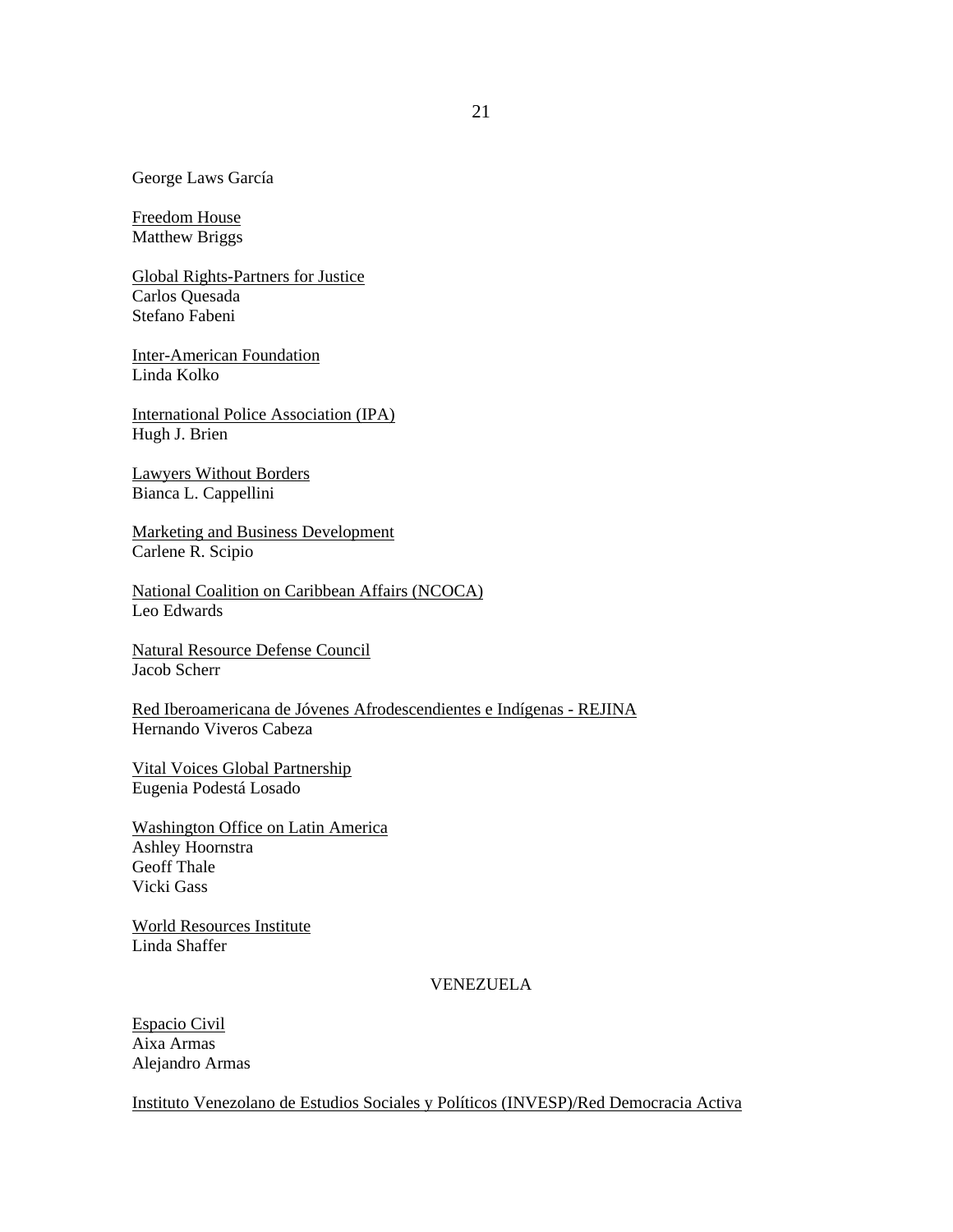George Laws García

<u>Freedom House</u>
Matthew Briggs

<u>Global Rights-Partners for Justice</u>
Carlos Quesada
Stefano Fabeni

<u>Inter-American Foundation</u>
Linda Kolko

<u>International Police Association (IPA)</u>
Hugh J. Brien

<u>Lawyers Without Borders</u>
Bianca L. Cappellini

<u>Marketing and Business Development</u>
Carlene R. Scipio

<u>National Coalition on Caribbean Affairs (NCOCA)</u>
Leo Edwards

<u>Natural Resource Defense Council</u>
Jacob Scherr

<u>Red Iberoamericana de Jóvenes Afrodescendientes e Indígenas - REJINA</u>
Hernando Viveros Cabeza

<u>Vital Voices Global Partnership</u>
Eugenia Podestá Losado

<u>Washington Office on Latin America</u>
Ashley Hoornstra
Geoff Thale
Vicki Gass

<u>World Resources Institute</u>
Linda Shaffer

VENEZUELA

<u>Espacio Civil</u>
Aixa Armas
Alejandro Armas

<u>Instituto Venezolano de Estudios Sociales y Políticos (INVESP)/Red Democracia Activa</u>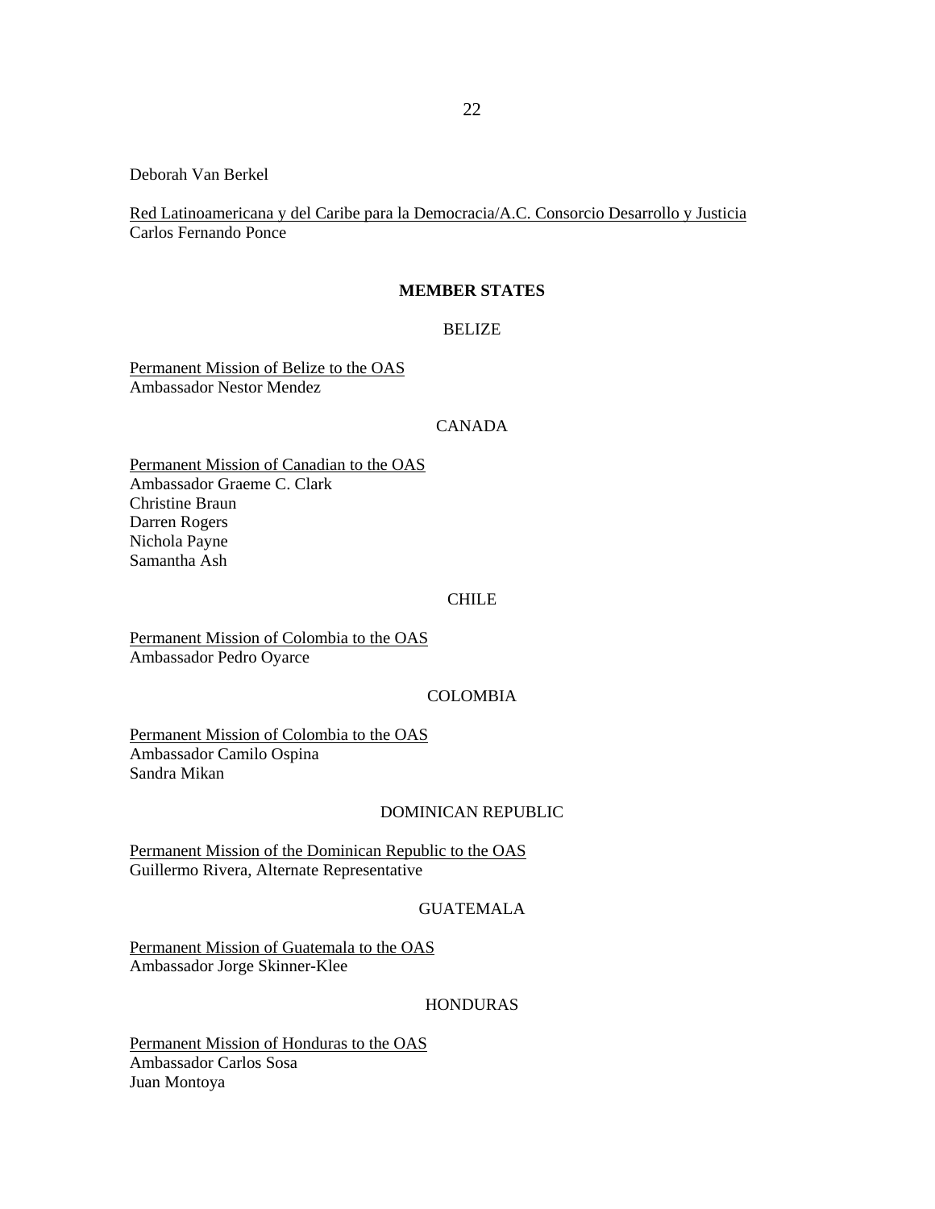Deborah Van Berkel

Red Latinoamericana y del Caribe para la Democracia/A.C. Consorcio Desarrollo y Justicia
Carlos Fernando Ponce

**MEMBER STATES**

BELIZE

Permanent Mission of Belize to the OAS
Ambassador Nestor Mendez

CANADA

Permanent Mission of Canadian to the OAS
Ambassador Graeme C. Clark
Christine Braun
Darren Rogers
Nichola Payne
Samantha Ash

CHILE

Permanent Mission of Colombia to the OAS
Ambassador Pedro Oyarce

COLOMBIA

Permanent Mission of Colombia to the OAS
Ambassador Camilo Ospina
Sandra Mikan

DOMINICAN REPUBLIC

Permanent Mission of the Dominican Republic to the OAS
Guillermo Rivera, Alternate Representative

GUATEMALA

Permanent Mission of Guatemala to the OAS
Ambassador Jorge Skinner-Klee

HONDURAS

Permanent Mission of Honduras to the OAS
Ambassador Carlos Sosa
Juan Montoya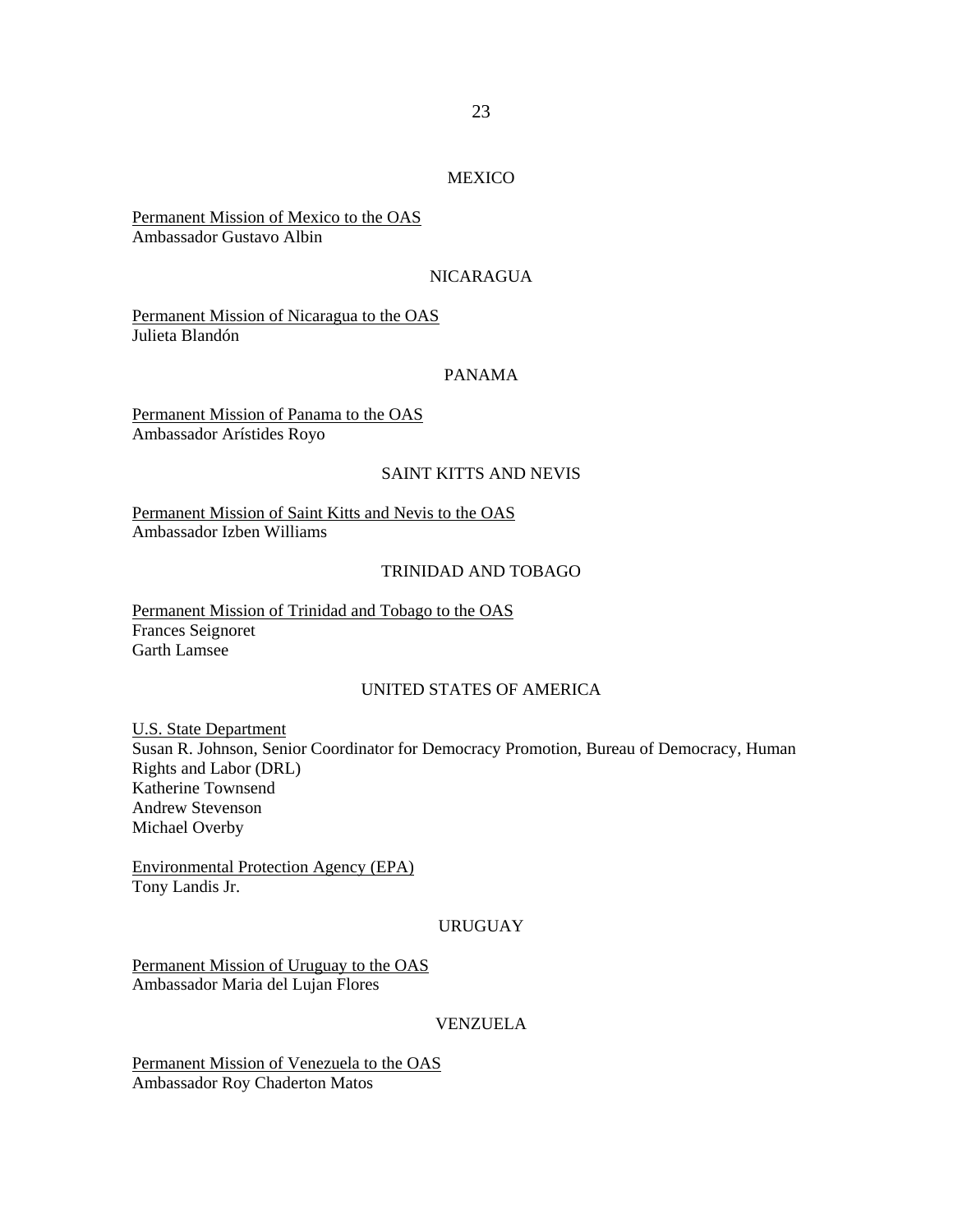MEXICO

Permanent Mission of Mexico to the OAS
Ambassador Gustavo Albin

NICARAGUA

Permanent Mission of Nicaragua to the OAS
Julieta Blandón

PANAMA

Permanent Mission of Panama to the OAS
Ambassador Arístides Royo

SAINT KITTS AND NEVIS

Permanent Mission of Saint Kitts and Nevis to the OAS
Ambassador Izben Williams

TRINIDAD AND TOBAGO

Permanent Mission of Trinidad and Tobago to the OAS
Frances Seignoret
Garth Lamsee

UNITED STATES OF AMERICA

U.S. State Department
Susan R. Johnson, Senior Coordinator for Democracy Promotion, Bureau of Democracy, Human Rights and Labor (DRL)
Katherine Townsend
Andrew Stevenson
Michael Overby

Environmental Protection Agency (EPA)
Tony Landis Jr.

URUGUAY

Permanent Mission of Uruguay to the OAS
Ambassador Maria del Lujan Flores

VENZUELA

Permanent Mission of Venezuela to the OAS
Ambassador Roy Chaderton Matos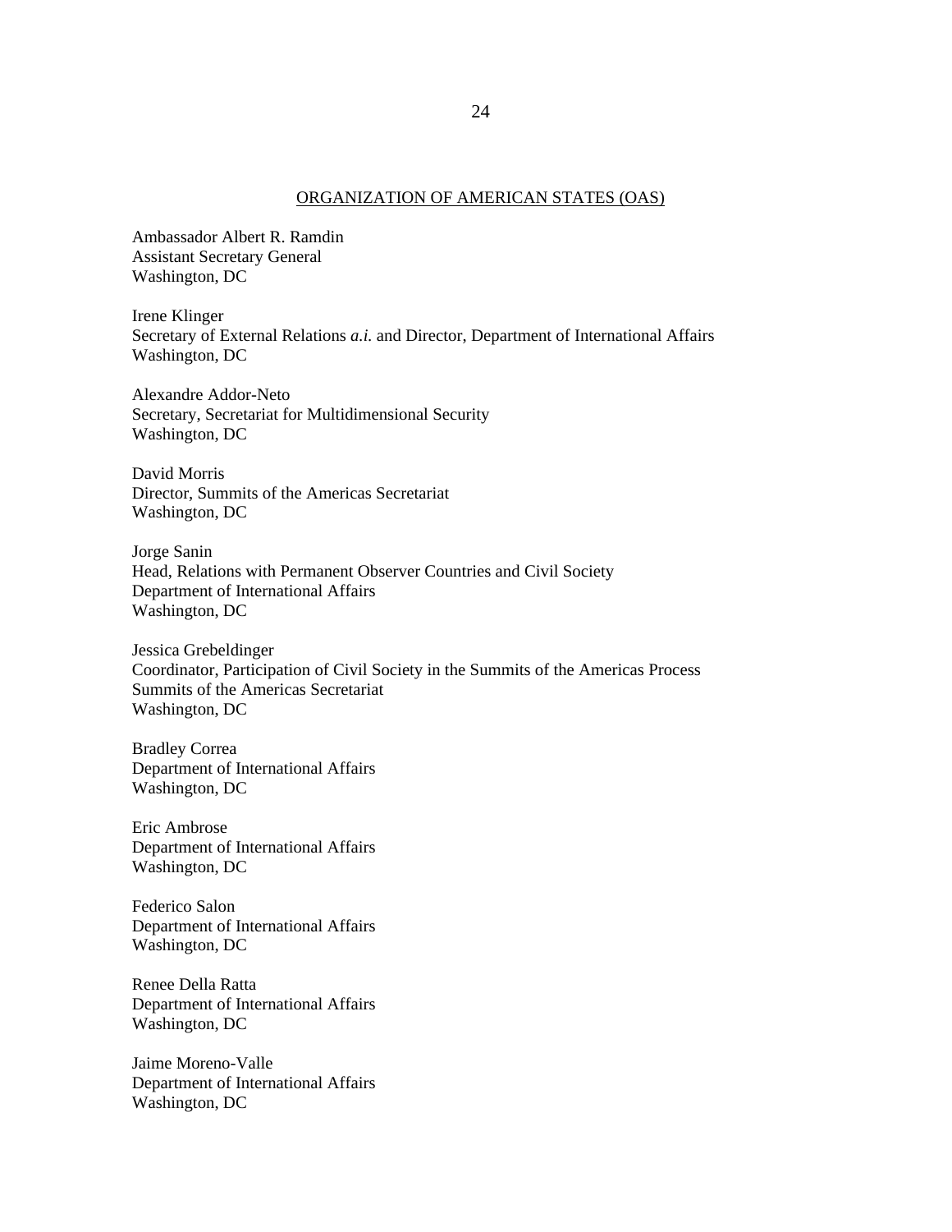## ORGANIZATION OF AMERICAN STATES (OAS)

Ambassador Albert R. Ramdin
Assistant Secretary General
Washington, DC

Irene Klinger
Secretary of External Relations *a.i.* and Director, Department of International Affairs
Washington, DC

Alexandre Addor-Neto
Secretary, Secretariat for Multidimensional Security
Washington, DC

David Morris
Director, Summits of the Americas Secretariat
Washington, DC

Jorge Sanin
Head, Relations with Permanent Observer Countries and Civil Society
Department of International Affairs
Washington, DC

Jessica Grebeldinger
Coordinator, Participation of Civil Society in the Summits of the Americas Process
Summits of the Americas Secretariat
Washington, DC

Bradley Correa
Department of International Affairs
Washington, DC

Eric Ambrose
Department of International Affairs
Washington, DC

Federico Salon
Department of International Affairs
Washington, DC

Renee Della Ratta
Department of International Affairs
Washington, DC

Jaime Moreno-Valle
Department of International Affairs
Washington, DC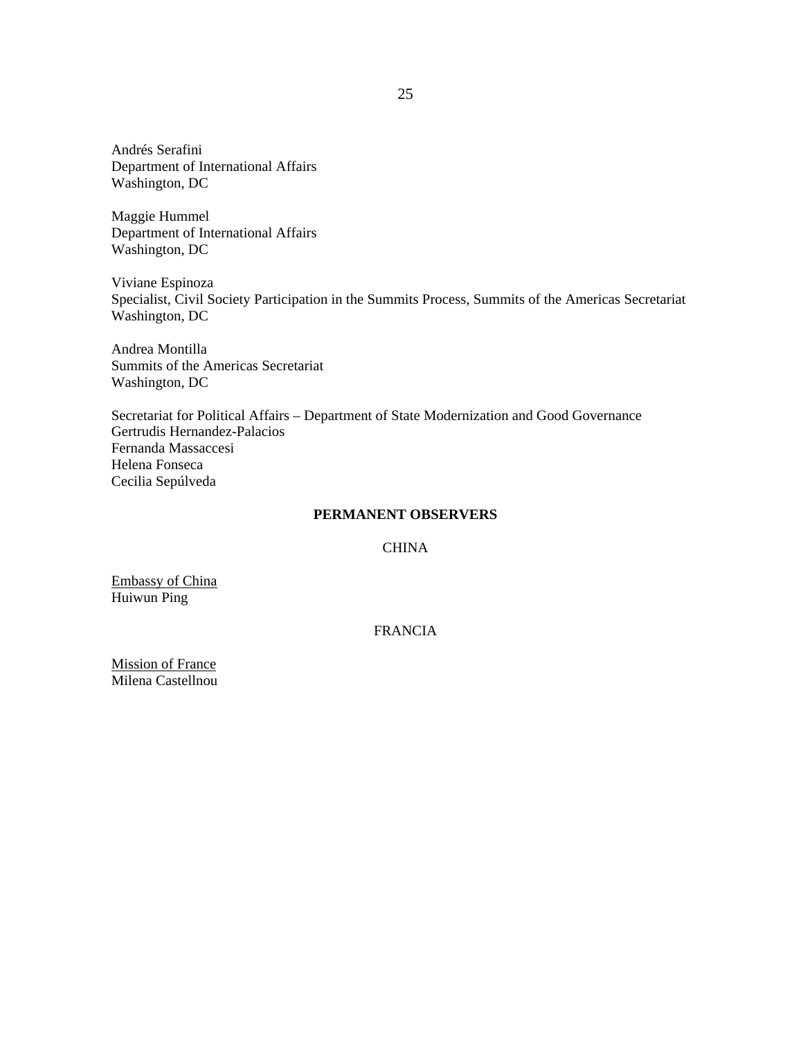Andrés Serafini
Department of International Affairs
Washington, DC

Maggie Hummel
Department of International Affairs
Washington, DC

Viviane Espinoza
Specialist, Civil Society Participation in the Summits Process, Summits of the Americas Secretariat
Washington, DC

Andrea Montilla
Summits of the Americas Secretariat
Washington, DC

Secretariat for Political Affairs – Department of State Modernization and Good Governance
Gertrudis Hernandez-Palacios
Fernanda Massaccesi
Helena Fonseca
Cecilia Sepúlveda

**PERMANENT OBSERVERS**

CHINA

<u>Embassy of China</u>
Huiwun Ping

FRANCIA

<u>Mission of France</u>
Milena Castellnou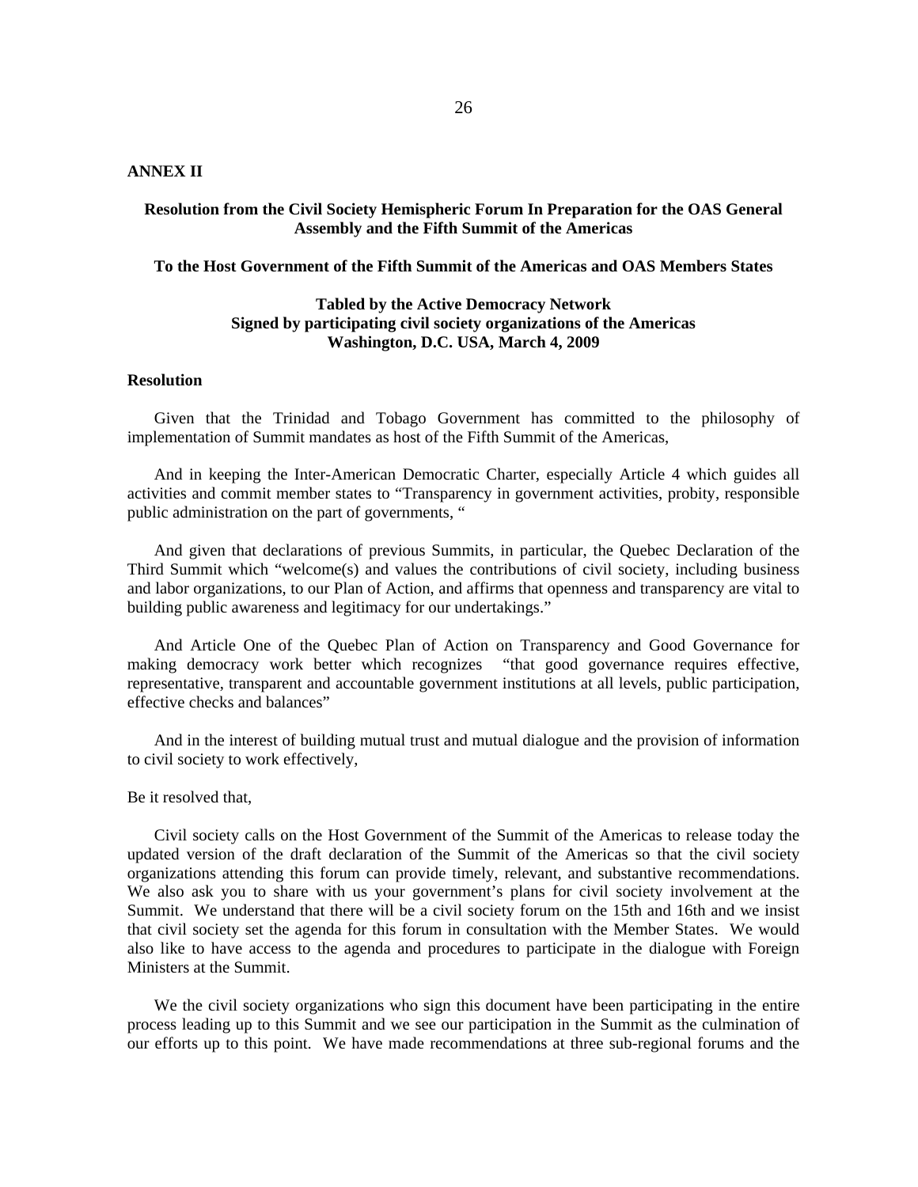**ANNEX II**

**Resolution from the Civil Society Hemispheric Forum In Preparation for the OAS General Assembly and the Fifth Summit of the Americas**

**To the Host Government of the Fifth Summit of the Americas and OAS Members States**

**Tabled by the Active Democracy Network**
**Signed by participating civil society organizations of the Americas**
**Washington, D.C. USA, March 4, 2009**

**Resolution**

Given that the Trinidad and Tobago Government has committed to the philosophy of implementation of Summit mandates as host of the Fifth Summit of the Americas,

And in keeping the Inter-American Democratic Charter, especially Article 4 which guides all activities and commit member states to "Transparency in government activities, probity, responsible public administration on the part of governments, "

And given that declarations of previous Summits, in particular, the Quebec Declaration of the Third Summit which "welcome(s) and values the contributions of civil society, including business and labor organizations, to our Plan of Action, and affirms that openness and transparency are vital to building public awareness and legitimacy for our undertakings."

And Article One of the Quebec Plan of Action on Transparency and Good Governance for making democracy work better which recognizes "that good governance requires effective, representative, transparent and accountable government institutions at all levels, public participation, effective checks and balances"

And in the interest of building mutual trust and mutual dialogue and the provision of information to civil society to work effectively,

Be it resolved that,

Civil society calls on the Host Government of the Summit of the Americas to release today the updated version of the draft declaration of the Summit of the Americas so that the civil society organizations attending this forum can provide timely, relevant, and substantive recommendations. We also ask you to share with us your government's plans for civil society involvement at the Summit. We understand that there will be a civil society forum on the 15th and 16th and we insist that civil society set the agenda for this forum in consultation with the Member States. We would also like to have access to the agenda and procedures to participate in the dialogue with Foreign Ministers at the Summit.

We the civil society organizations who sign this document have been participating in the entire process leading up to this Summit and we see our participation in the Summit as the culmination of our efforts up to this point. We have made recommendations at three sub-regional forums and the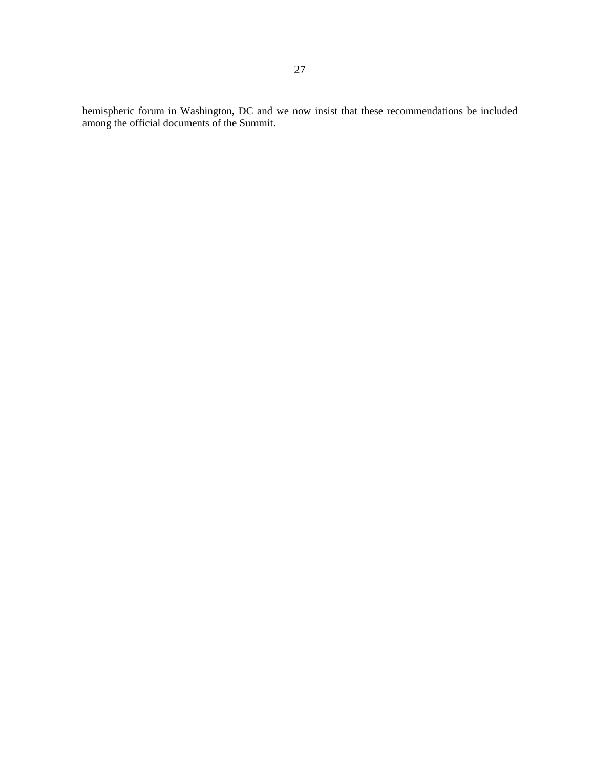hemispheric forum in Washington, DC and we now insist that these recommendations be included among the official documents of the Summit.